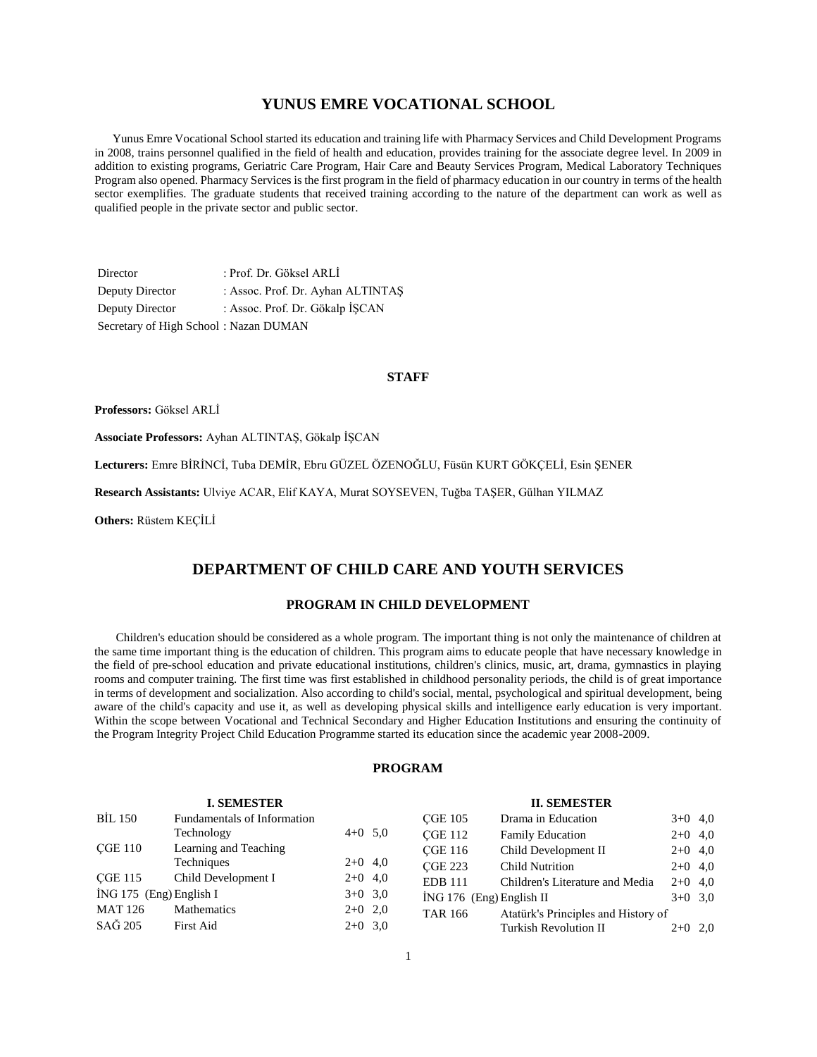# YUNUS EMRE VOCATIONAL SCHOOL

Yunus Emre Vocational School started its education and training life with Pharmacy Services and Child Development Programs in 2008, trains personnel qualified in the field of health and education, provides training for the associate degree level. In 2009 in addition to existing programs, Geriatric Care Program, Hair Care and Beauty Services Program, Medical Laboratory Techniques Program also opened. Pharmacy Services is the first program in the field of pharmacy education in our country in terms of the health sector exemplifies. The graduate students that received training according to the nature of the department can work as well as qualified people in the private sector and public sector.

Director : Prof. Dr. Göksel ARLİ
Deputy Director : Assoc. Prof. Dr. Ayhan ALTINTAŞ
Deputy Director : Assoc. Prof. Dr. Gökalp İŞCAN
Secretary of High School : Nazan DUMAN

## STAFF

**Professors:** Göksel ARLİ

**Associate Professors:** Ayhan ALTINTAŞ, Gökalp İŞCAN

**Lecturers:** Emre BİRİNCİ, Tuba DEMİR, Ebru GÜZEL ÖZENOĞLU, Füsün KURT GÖKÇELİ, Esin ŞENER

**Research Assistants:** Ulviye ACAR, Elif KAYA, Murat SOYSEVEN, Tuğba TAŞER, Gülhan YILMAZ

**Others:** Rüstem KEÇİLİ

# DEPARTMENT OF CHILD CARE AND YOUTH SERVICES

## PROGRAM IN CHILD DEVELOPMENT

Children's education should be considered as a whole program. The important thing is not only the maintenance of children at the same time important thing is the education of children. This program aims to educate people that have necessary knowledge in the field of pre-school education and private educational institutions, children's clinics, music, art, drama, gymnastics in playing rooms and computer training. The first time was first established in childhood personality periods, the child is of great importance in terms of development and socialization. Also according to child's social, mental, psychological and spiritual development, being aware of the child's capacity and use it, as well as developing physical skills and intelligence early education is very important. Within the scope between Vocational and Technical Secondary and Higher Education Institutions and ensuring the continuity of the Program Integrity Project Child Education Programme started its education since the academic year 2008-2009.

## PROGRAM

### I. SEMESTER

| Code | Course | Hours | Credits |
|---|---|---|---|
| BİL 150 | Fundamentals of Information Technology | 4+0 | 5,0 |
| ÇGE 110 | Learning and Teaching Techniques | 2+0 | 4,0 |
| ÇGE 115 | Child Development I | 2+0 | 4,0 |
| İNG 175 (Eng) | English I | 3+0 | 3,0 |
| MAT 126 | Mathematics | 2+0 | 2,0 |
| SAĞ 205 | First Aid | 2+0 | 3,0 |

### II. SEMESTER

| Code | Course | Hours | Credits |
|---|---|---|---|
| ÇGE 105 | Drama in Education | 3+0 | 4,0 |
| ÇGE 112 | Family Education | 2+0 | 4,0 |
| ÇGE 116 | Child Development II | 2+0 | 4,0 |
| ÇGE 223 | Child Nutrition | 2+0 | 4,0 |
| EDB 111 | Children's Literature and Media | 2+0 | 4,0 |
| İNG 176 (Eng) | English II | 3+0 | 3,0 |
| TAR 166 | Atatürk's Principles and History of Turkish Revolution II | 2+0 | 2,0 |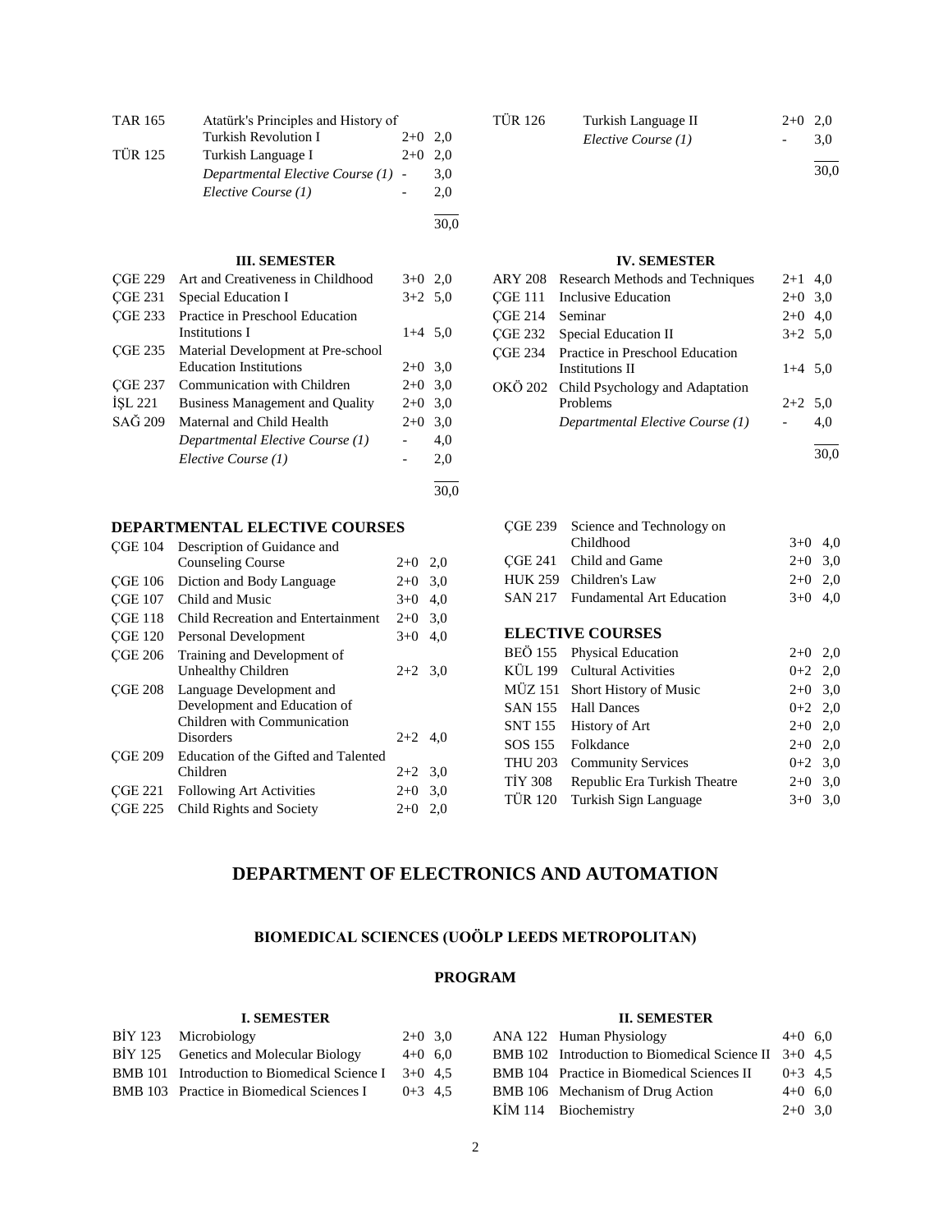| | | | |
|---|---|---|---|
| TAR 165 | Atatürk's Principles and History of Turkish Revolution I | 2+0 | 2,0 |
| TÜR 125 | Turkish Language I | 2+0 | 2,0 |
| | *Departmental Elective Course (1)* | - | 3,0 |
| | *Elective Course (1)* | - | 2,0 |
| | | | 30,0 |

| | | | |
|---|---|---|---|
| TÜR 126 | Turkish Language II | 2+0 | 2,0 |
| | *Elective Course (1)* | - | 3,0 |
| | | | 30,0 |

### III. SEMESTER

| | | | |
|---|---|---|---|
| ÇGE 229 | Art and Creativeness in Childhood | 3+0 | 2,0 |
| ÇGE 231 | Special Education I | 3+2 | 5,0 |
| ÇGE 233 | Practice in Preschool Education Institutions I | 1+4 | 5,0 |
| ÇGE 235 | Material Development at Pre-school Education Institutions | 2+0 | 3,0 |
| ÇGE 237 | Communication with Children | 2+0 | 3,0 |
| İŞL 221 | Business Management and Quality | 2+0 | 3,0 |
| SAĞ 209 | Maternal and Child Health | 2+0 | 3,0 |
| | *Departmental Elective Course (1)* | - | 4,0 |
| | *Elective Course (1)* | - | 2,0 |
| | | | 30,0 |

### IV. SEMESTER

| | | | |
|---|---|---|---|
| ARY 208 | Research Methods and Techniques | 2+1 | 4,0 |
| ÇGE 111 | Inclusive Education | 2+0 | 3,0 |
| ÇGE 214 | Seminar | 2+0 | 4,0 |
| ÇGE 232 | Special Education II | 3+2 | 5,0 |
| ÇGE 234 | Practice in Preschool Education Institutions II | 1+4 | 5,0 |
| OKÖ 202 | Child Psychology and Adaptation Problems | 2+2 | 5,0 |
| | *Departmental Elective Course (1)* | - | 4,0 |
| | | | 30,0 |

### DEPARTMENTAL ELECTIVE COURSES

| | | | |
|---|---|---|---|
| ÇGE 104 | Description of Guidance and Counseling Course | 2+0 | 2,0 |
| ÇGE 106 | Diction and Body Language | 2+0 | 3,0 |
| ÇGE 107 | Child and Music | 3+0 | 4,0 |
| ÇGE 118 | Child Recreation and Entertainment | 2+0 | 3,0 |
| ÇGE 120 | Personal Development | 3+0 | 4,0 |
| ÇGE 206 | Training and Development of Unhealthy Children | 2+2 | 3,0 |
| ÇGE 208 | Language Development and Development and Education of Children with Communication Disorders | 2+2 | 4,0 |
| ÇGE 209 | Education of the Gifted and Talented Children | 2+2 | 3,0 |
| ÇGE 221 | Following Art Activities | 2+0 | 3,0 |
| ÇGE 225 | Child Rights and Society | 2+0 | 2,0 |
| ÇGE 239 | Science and Technology on Childhood | 3+0 | 4,0 |
| ÇGE 241 | Child and Game | 2+0 | 3,0 |
| HUK 259 | Children's Law | 2+0 | 2,0 |
| SAN 217 | Fundamental Art Education | 3+0 | 4,0 |

### ELECTIVE COURSES

| | | | |
|---|---|---|---|
| BEÖ 155 | Physical Education | 2+0 | 2,0 |
| KÜL 199 | Cultural Activities | 0+2 | 2,0 |
| MÜZ 151 | Short History of Music | 2+0 | 3,0 |
| SAN 155 | Hall Dances | 0+2 | 2,0 |
| SNT 155 | History of Art | 2+0 | 2,0 |
| SOS 155 | Folkdance | 2+0 | 2,0 |
| THU 203 | Community Services | 0+2 | 3,0 |
| TİY 308 | Republic Era Turkish Theatre | 2+0 | 3,0 |
| TÜR 120 | Turkish Sign Language | 3+0 | 3,0 |

# DEPARTMENT OF ELECTRONICS AND AUTOMATION

## BIOMEDICAL SCIENCES (UOÖLP LEEDS METROPOLITAN)

## PROGRAM

### I. SEMESTER

| | | | |
|---|---|---|---|
| BİY 123 | Microbiology | 2+0 | 3,0 |
| BİY 125 | Genetics and Molecular Biology | 4+0 | 6,0 |
| BMB 101 | Introduction to Biomedical Science I | 3+0 | 4,5 |
| BMB 103 | Practice in Biomedical Sciences I | 0+3 | 4,5 |

### II. SEMESTER

| | | | |
|---|---|---|---|
| ANA 122 | Human Physiology | 4+0 | 6,0 |
| BMB 102 | Introduction to Biomedical Science II | 3+0 | 4,5 |
| BMB 104 | Practice in Biomedical Sciences II | 0+3 | 4,5 |
| BMB 106 | Mechanism of Drug Action | 4+0 | 6,0 |
| KİM 114 | Biochemistry | 2+0 | 3,0 |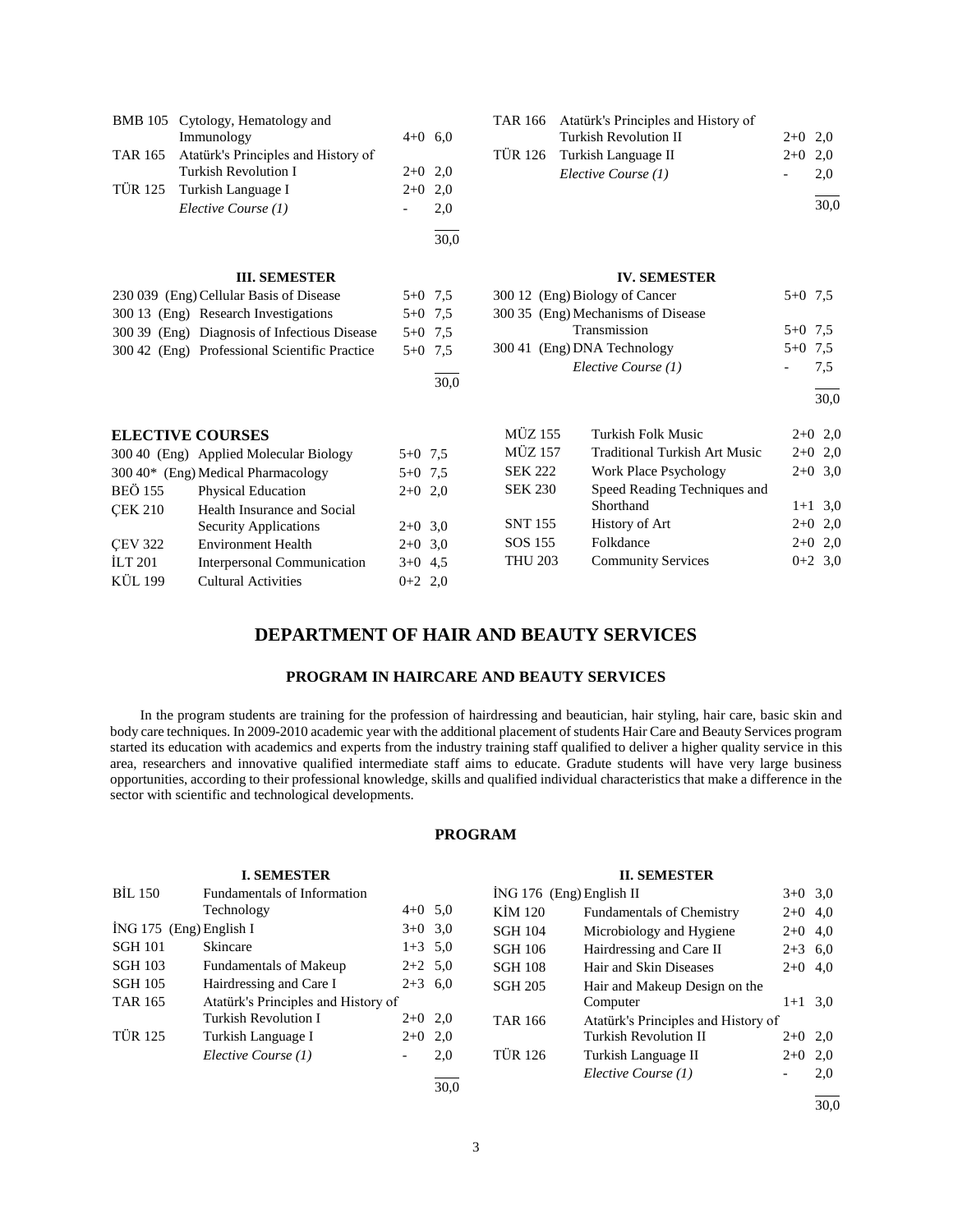| | | | |
|---|---|---|---|
| BMB 105 | Cytology, Hematology and Immunology | 4+0 | 6,0 |
| TAR 165 | Atatürk's Principles and History of Turkish Revolution I | 2+0 | 2,0 |
| TÜR 125 | Turkish Language I | 2+0 | 2,0 |
| | *Elective Course (1)* | - | 2,0 |
| | | | 30,0 |

| | | | |
|---|---|---|---|
| TAR 166 | Atatürk's Principles and History of Turkish Revolution II | 2+0 | 2,0 |
| TÜR 126 | Turkish Language II | 2+0 | 2,0 |
| | *Elective Course (1)* | - | 2,0 |
| | | | 30,0 |

**III. SEMESTER**

| | | | |
|---|---|---|---|
| 230 039 (Eng) | Cellular Basis of Disease | 5+0 | 7,5 |
| 300 13 (Eng) | Research Investigations | 5+0 | 7,5 |
| 300 39 (Eng) | Diagnosis of Infectious Disease | 5+0 | 7,5 |
| 300 42 (Eng) | Professional Scientific Practice | 5+0 | 7,5 |
| | | | 30,0 |

**IV. SEMESTER**

| | | | |
|---|---|---|---|
| 300 12 (Eng) | Biology of Cancer | 5+0 | 7,5 |
| 300 35 (Eng) | Mechanisms of Disease Transmission | 5+0 | 7,5 |
| 300 41 (Eng) | DNA Technology | 5+0 | 7,5 |
| | *Elective Course (1)* | - | 7,5 |
| | | | 30,0 |

**ELECTIVE COURSES**

| | | | |
|---|---|---|---|
| 300 40 (Eng) | Applied Molecular Biology | 5+0 | 7,5 |
| 300 40* (Eng) | Medical Pharmacology | 5+0 | 7,5 |
| BEÖ 155 | Physical Education | 2+0 | 2,0 |
| ÇEK 210 | Health Insurance and Social Security Applications | 2+0 | 3,0 |
| ÇEV 322 | Environment Health | 2+0 | 3,0 |
| İLT 201 | Interpersonal Communication | 3+0 | 4,5 |
| KÜL 199 | Cultural Activities | 0+2 | 2,0 |
| MÜZ 155 | Turkish Folk Music | 2+0 | 2,0 |
| MÜZ 157 | Traditional Turkish Art Music | 2+0 | 2,0 |
| SEK 222 | Work Place Psychology | 2+0 | 3,0 |
| SEK 230 | Speed Reading Techniques and Shorthand | 1+1 | 3,0 |
| SNT 155 | History of Art | 2+0 | 2,0 |
| SOS 155 | Folkdance | 2+0 | 2,0 |
| THU 203 | Community Services | 0+2 | 3,0 |

## DEPARTMENT OF HAIR AND BEAUTY SERVICES

### PROGRAM IN HAIRCARE AND BEAUTY SERVICES

In the program students are training for the profession of hairdressing and beautician, hair styling, hair care, basic skin and body care techniques. In 2009-2010 academic year with the additional placement of students Hair Care and Beauty Services program started its education with academics and experts from the industry training staff qualified to deliver a higher quality service in this area, researchers and innovative qualified intermediate staff aims to educate. Gradute students will have very large business opportunities, according to their professional knowledge, skills and qualified individual characteristics that make a difference in the sector with scientific and technological developments.

### PROGRAM

**I. SEMESTER**

| | | | |
|---|---|---|---|
| BİL 150 | Fundamentals of Information Technology | 4+0 | 5,0 |
| İNG 175 (Eng) | English I | 3+0 | 3,0 |
| SGH 101 | Skincare | 1+3 | 5,0 |
| SGH 103 | Fundamentals of Makeup | 2+2 | 5,0 |
| SGH 105 | Hairdressing and Care I | 2+3 | 6,0 |
| TAR 165 | Atatürk's Principles and History of Turkish Revolution I | 2+0 | 2,0 |
| TÜR 125 | Turkish Language I | 2+0 | 2,0 |
| | *Elective Course (1)* | - | 2,0 |
| | | | 30,0 |

**II. SEMESTER**

| | | | |
|---|---|---|---|
| İNG 176 (Eng) | English II | 3+0 | 3,0 |
| KİM 120 | Fundamentals of Chemistry | 2+0 | 4,0 |
| SGH 104 | Microbiology and Hygiene | 2+0 | 4,0 |
| SGH 106 | Hairdressing and Care II | 2+3 | 6,0 |
| SGH 108 | Hair and Skin Diseases | 2+0 | 4,0 |
| SGH 205 | Hair and Makeup Design on the Computer | 1+1 | 3,0 |
| TAR 166 | Atatürk's Principles and History of Turkish Revolution II | 2+0 | 2,0 |
| TÜR 126 | Turkish Language II | 2+0 | 2,0 |
| | *Elective Course (1)* | - | 2,0 |
| | | | 30,0 |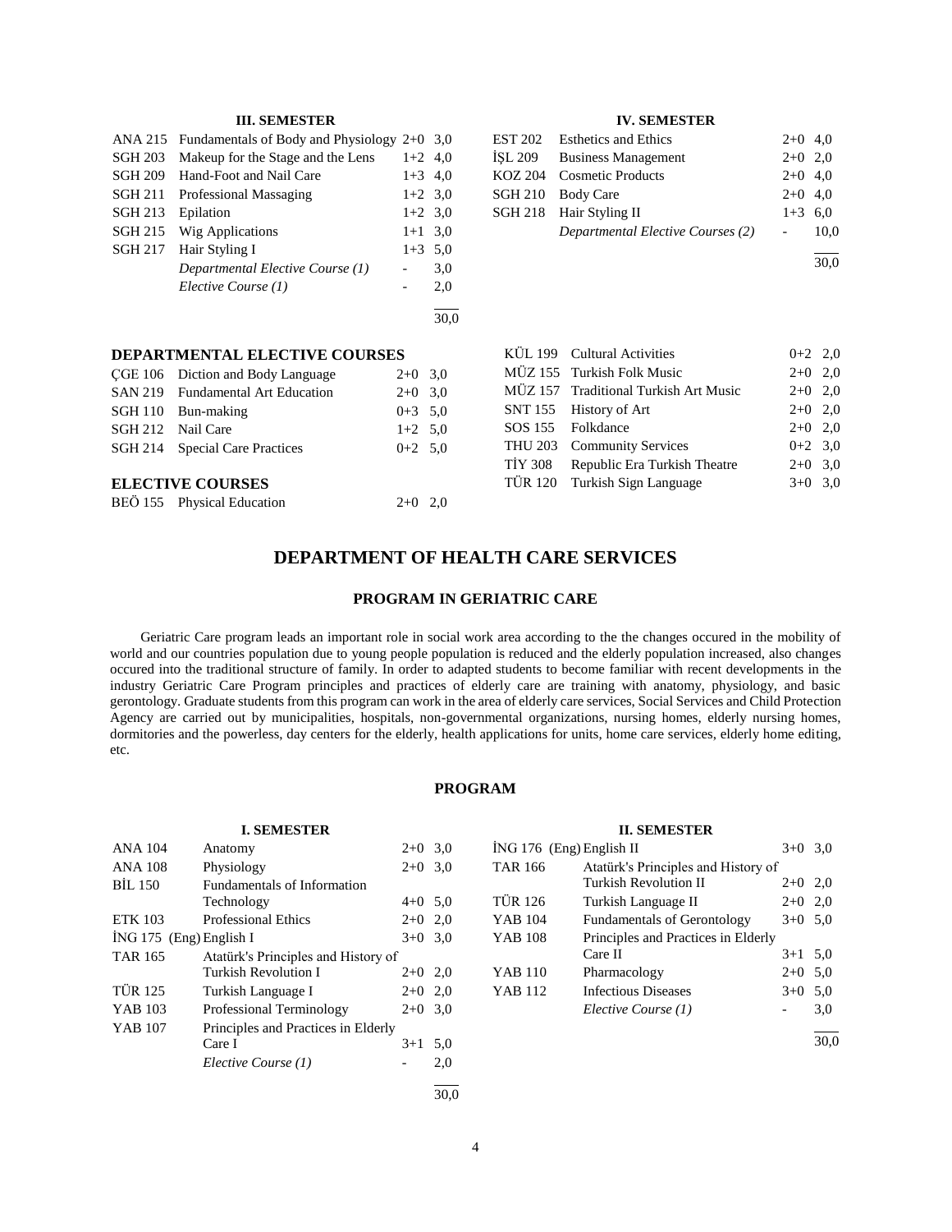### III. SEMESTER

| | | | |
|---|---|---|---|
| ANA 215 | Fundamentals of Body and Physiology | 2+0 | 3,0 |
| SGH 203 | Makeup for the Stage and the Lens | 1+2 | 4,0 |
| SGH 209 | Hand-Foot and Nail Care | 1+3 | 4,0 |
| SGH 211 | Professional Massaging | 1+2 | 3,0 |
| SGH 213 | Epilation | 1+2 | 3,0 |
| SGH 215 | Wig Applications | 1+1 | 3,0 |
| SGH 217 | Hair Styling I | 1+3 | 5,0 |
| | *Departmental Elective Course (1)* | - | 3,0 |
| | *Elective Course (1)* | - | 2,0 |
| | | | 30,0 |

### IV. SEMESTER

| | | | |
|---|---|---|---|
| EST 202 | Esthetics and Ethics | 2+0 | 4,0 |
| İŞL 209 | Business Management | 2+0 | 2,0 |
| KOZ 204 | Cosmetic Products | 2+0 | 4,0 |
| SGH 210 | Body Care | 2+0 | 4,0 |
| SGH 218 | Hair Styling II | 1+3 | 6,0 |
| | *Departmental Elective Courses (2)* | - | 10,0 |
| | | | 30,0 |

### DEPARTMENTAL ELECTIVE COURSES

| | | | |
|---|---|---|---|
| ÇGE 106 | Diction and Body Language | 2+0 | 3,0 |
| SAN 219 | Fundamental Art Education | 2+0 | 3,0 |
| SGH 110 | Bun-making | 0+3 | 5,0 |
| SGH 212 | Nail Care | 1+2 | 5,0 |
| SGH 214 | Special Care Practices | 0+2 | 5,0 |

### ELECTIVE COURSES

| | | | |
|---|---|---|---|
| BEÖ 155 | Physical Education | 2+0 | 2,0 |
| KÜL 199 | Cultural Activities | 0+2 | 2,0 |
| MÜZ 155 | Turkish Folk Music | 2+0 | 2,0 |
| MÜZ 157 | Traditional Turkish Art Music | 2+0 | 2,0 |
| SNT 155 | History of Art | 2+0 | 2,0 |
| SOS 155 | Folkdance | 2+0 | 2,0 |
| THU 203 | Community Services | 0+2 | 3,0 |
| TİY 308 | Republic Era Turkish Theatre | 2+0 | 3,0 |
| TÜR 120 | Turkish Sign Language | 3+0 | 3,0 |

# DEPARTMENT OF HEALTH CARE SERVICES

## PROGRAM IN GERIATRIC CARE

Geriatric Care program leads an important role in social work area according to the the changes occured in the mobility of world and our countries population due to young people population is reduced and the elderly population increased, also changes occured into the traditional structure of family. In order to adapted students to become familiar with recent developments in the industry Geriatric Care Program principles and practices of elderly care are training with anatomy, physiology, and basic gerontology. Graduate students from this program can work in the area of elderly care services, Social Services and Child Protection Agency are carried out by municipalities, hospitals, non-governmental organizations, nursing homes, elderly nursing homes, dormitories and the powerless, day centers for the elderly, health applications for units, home care services, elderly home editing, etc.

## PROGRAM

### I. SEMESTER

| | | | |
|---|---|---|---|
| ANA 104 | Anatomy | 2+0 | 3,0 |
| ANA 108 | Physiology | 2+0 | 3,0 |
| BİL 150 | Fundamentals of Information Technology | 4+0 | 5,0 |
| ETK 103 | Professional Ethics | 2+0 | 2,0 |
| İNG 175 (Eng) | English I | 3+0 | 3,0 |
| TAR 165 | Atatürk's Principles and History of Turkish Revolution I | 2+0 | 2,0 |
| TÜR 125 | Turkish Language I | 2+0 | 2,0 |
| YAB 103 | Professional Terminology | 2+0 | 3,0 |
| YAB 107 | Principles and Practices in Elderly Care I | 3+1 | 5,0 |
| | *Elective Course (1)* | - | 2,0 |
| | | | 30,0 |

### II. SEMESTER

| | | | |
|---|---|---|---|
| İNG 176 (Eng) | English II | 3+0 | 3,0 |
| TAR 166 | Atatürk's Principles and History of Turkish Revolution II | 2+0 | 2,0 |
| TÜR 126 | Turkish Language II | 2+0 | 2,0 |
| YAB 104 | Fundamentals of Gerontology | 3+0 | 5,0 |
| YAB 108 | Principles and Practices in Elderly Care II | 3+1 | 5,0 |
| YAB 110 | Pharmacology | 2+0 | 5,0 |
| YAB 112 | Infectious Diseases | 3+0 | 5,0 |
| | *Elective Course (1)* | - | 3,0 |
| | | | 30,0 |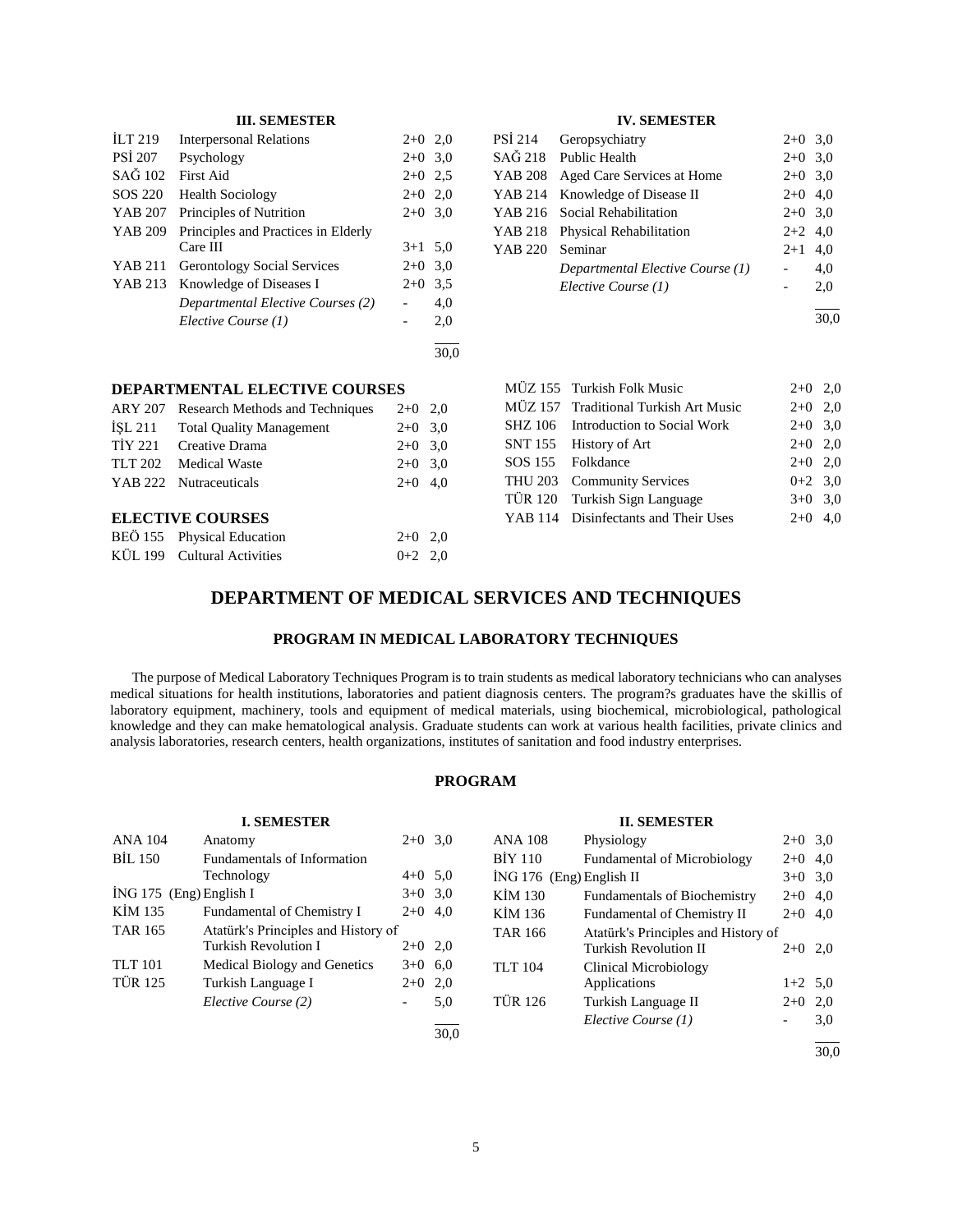### III. SEMESTER

| | | | |
|---|---|---|---|
| İLT 219 | Interpersonal Relations | 2+0 | 2,0 |
| PSİ 207 | Psychology | 2+0 | 3,0 |
| SAĞ 102 | First Aid | 2+0 | 2,5 |
| SOS 220 | Health Sociology | 2+0 | 2,0 |
| YAB 207 | Principles of Nutrition | 2+0 | 3,0 |
| YAB 209 | Principles and Practices in Elderly Care III | 3+1 | 5,0 |
| YAB 211 | Gerontology Social Services | 2+0 | 3,0 |
| YAB 213 | Knowledge of Diseases I | 2+0 | 3,5 |
| | *Departmental Elective Courses (2)* | - | 4,0 |
| | *Elective Course (1)* | - | 2,0 |
| | | | 30,0 |

### IV. SEMESTER

| | | | |
|---|---|---|---|
| PSİ 214 | Geropsychiatry | 2+0 | 3,0 |
| SAĞ 218 | Public Health | 2+0 | 3,0 |
| YAB 208 | Aged Care Services at Home | 2+0 | 3,0 |
| YAB 214 | Knowledge of Disease II | 2+0 | 4,0 |
| YAB 216 | Social Rehabilitation | 2+0 | 3,0 |
| YAB 218 | Physical Rehabilitation | 2+2 | 4,0 |
| YAB 220 | Seminar | 2+1 | 4,0 |
| | *Departmental Elective Course (1)* | - | 4,0 |
| | *Elective Course (1)* | - | 2,0 |
| | | | 30,0 |

### DEPARTMENTAL ELECTIVE COURSES

| | | | |
|---|---|---|---|
| ARY 207 | Research Methods and Techniques | 2+0 | 2,0 |
| İŞL 211 | Total Quality Management | 2+0 | 3,0 |
| TİY 221 | Creative Drama | 2+0 | 3,0 |
| TLT 202 | Medical Waste | 2+0 | 3,0 |
| YAB 222 | Nutraceuticals | 2+0 | 4,0 |

### ELECTIVE COURSES

| | | | |
|---|---|---|---|
| BEÖ 155 | Physical Education | 2+0 | 2,0 |
| KÜL 199 | Cultural Activities | 0+2 | 2,0 |
| MÜZ 155 | Turkish Folk Music | 2+0 | 2,0 |
| MÜZ 157 | Traditional Turkish Art Music | 2+0 | 2,0 |
| SHZ 106 | Introduction to Social Work | 2+0 | 3,0 |
| SNT 155 | History of Art | 2+0 | 2,0 |
| SOS 155 | Folkdance | 2+0 | 2,0 |
| THU 203 | Community Services | 0+2 | 3,0 |
| TÜR 120 | Turkish Sign Language | 3+0 | 3,0 |
| YAB 114 | Disinfectants and Their Uses | 2+0 | 4,0 |

# DEPARTMENT OF MEDICAL SERVICES AND TECHNIQUES

## PROGRAM IN MEDICAL LABORATORY TECHNIQUES

The purpose of Medical Laboratory Techniques Program is to train students as medical laboratory technicians who can analyses medical situations for health institutions, laboratories and patient diagnosis centers. The program?s graduates have the skillis of laboratory equipment, machinery, tools and equipment of medical materials, using biochemical, microbiological, pathological knowledge and they can make hematological analysis. Graduate students can work at various health facilities, private clinics and analysis laboratories, research centers, health organizations, institutes of sanitation and food industry enterprises.

## PROGRAM

### I. SEMESTER

| | | | |
|---|---|---|---|
| ANA 104 | Anatomy | 2+0 | 3,0 |
| BİL 150 | Fundamentals of Information Technology | 4+0 | 5,0 |
| İNG 175 (Eng) | English I | 3+0 | 3,0 |
| KİM 135 | Fundamental of Chemistry I | 2+0 | 4,0 |
| TAR 165 | Atatürk's Principles and History of Turkish Revolution I | 2+0 | 2,0 |
| TLT 101 | Medical Biology and Genetics | 3+0 | 6,0 |
| TÜR 125 | Turkish Language I | 2+0 | 2,0 |
| | *Elective Course (2)* | - | 5,0 |
| | | | 30,0 |

### II. SEMESTER

| | | | |
|---|---|---|---|
| ANA 108 | Physiology | 2+0 | 3,0 |
| BİY 110 | Fundamental of Microbiology | 2+0 | 4,0 |
| İNG 176 (Eng) | English II | 3+0 | 3,0 |
| KİM 130 | Fundamentals of Biochemistry | 2+0 | 4,0 |
| KİM 136 | Fundamental of Chemistry II | 2+0 | 4,0 |
| TAR 166 | Atatürk's Principles and History of Turkish Revolution II | 2+0 | 2,0 |
| TLT 104 | Clinical Microbiology Applications | 1+2 | 5,0 |
| TÜR 126 | Turkish Language II | 2+0 | 2,0 |
| | *Elective Course (1)* | - | 3,0 |
| | | | 30,0 |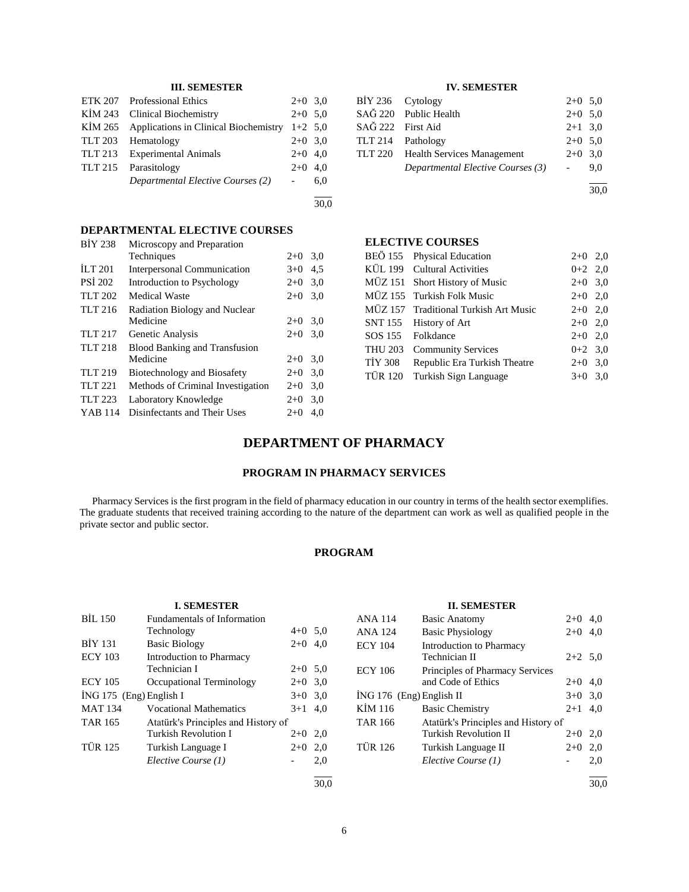### III. SEMESTER

| | | | |
|---|---|---|---|
| ETK 207 | Professional Ethics | 2+0 | 3,0 |
| KİM 243 | Clinical Biochemistry | 2+0 | 5,0 |
| KİM 265 | Applications in Clinical Biochemistry | 1+2 | 5,0 |
| TLT 203 | Hematology | 2+0 | 3,0 |
| TLT 213 | Experimental Animals | 2+0 | 4,0 |
| TLT 215 | Parasitology | 2+0 | 4,0 |
| | *Departmental Elective Courses (2)* | - | 6,0 |
| | | | 30,0 |

### IV. SEMESTER

| | | | |
|---|---|---|---|
| BİY 236 | Cytology | 2+0 | 5,0 |
| SAĞ 220 | Public Health | 2+0 | 5,0 |
| SAĞ 222 | First Aid | 2+1 | 3,0 |
| TLT 214 | Pathology | 2+0 | 5,0 |
| TLT 220 | Health Services Management | 2+0 | 3,0 |
| | *Departmental Elective Courses (3)* | - | 9,0 |
| | | | 30,0 |

### DEPARTMENTAL ELECTIVE COURSES

| | | | |
|---|---|---|---|
| BİY 238 | Microscopy and Preparation Techniques | 2+0 | 3,0 |
| İLT 201 | Interpersonal Communication | 3+0 | 4,5 |
| PSİ 202 | Introduction to Psychology | 2+0 | 3,0 |
| TLT 202 | Medical Waste | 2+0 | 3,0 |
| TLT 216 | Radiation Biology and Nuclear Medicine | 2+0 | 3,0 |
| TLT 217 | Genetic Analysis | 2+0 | 3,0 |
| TLT 218 | Blood Banking and Transfusion Medicine | 2+0 | 3,0 |
| TLT 219 | Biotechnology and Biosafety | 2+0 | 3,0 |
| TLT 221 | Methods of Criminal Investigation | 2+0 | 3,0 |
| TLT 223 | Laboratory Knowledge | 2+0 | 3,0 |
| YAB 114 | Disinfectants and Their Uses | 2+0 | 4,0 |

### ELECTIVE COURSES

| | | | |
|---|---|---|---|
| BEÖ 155 | Physical Education | 2+0 | 2,0 |
| KÜL 199 | Cultural Activities | 0+2 | 2,0 |
| MÜZ 151 | Short History of Music | 2+0 | 3,0 |
| MÜZ 155 | Turkish Folk Music | 2+0 | 2,0 |
| MÜZ 157 | Traditional Turkish Art Music | 2+0 | 2,0 |
| SNT 155 | History of Art | 2+0 | 2,0 |
| SOS 155 | Folkdance | 2+0 | 2,0 |
| THU 203 | Community Services | 0+2 | 3,0 |
| TİY 308 | Republic Era Turkish Theatre | 2+0 | 3,0 |
| TÜR 120 | Turkish Sign Language | 3+0 | 3,0 |

# DEPARTMENT OF PHARMACY

## PROGRAM IN PHARMACY SERVICES

Pharmacy Services is the first program in the field of pharmacy education in our country in terms of the health sector exemplifies. The graduate students that received training according to the nature of the department can work as well as qualified people in the private sector and public sector.

## PROGRAM

### I. SEMESTER

| | | | |
|---|---|---|---|
| BİL 150 | Fundamentals of Information Technology | 4+0 | 5,0 |
| BİY 131 | Basic Biology | 2+0 | 4,0 |
| ECY 103 | Introduction to Pharmacy Technician I | 2+0 | 5,0 |
| ECY 105 | Occupational Terminology | 2+0 | 3,0 |
| İNG 175 (Eng) | English I | 3+0 | 3,0 |
| MAT 134 | Vocational Mathematics | 3+1 | 4,0 |
| TAR 165 | Atatürk's Principles and History of Turkish Revolution I | 2+0 | 2,0 |
| TÜR 125 | Turkish Language I | 2+0 | 2,0 |
| | *Elective Course (1)* | - | 2,0 |
| | | | 30,0 |

### II. SEMESTER

| | | | |
|---|---|---|---|
| ANA 114 | Basic Anatomy | 2+0 | 4,0 |
| ANA 124 | Basic Physiology | 2+0 | 4,0 |
| ECY 104 | Introduction to Pharmacy Technician II | 2+2 | 5,0 |
| ECY 106 | Principles of Pharmacy Services and Code of Ethics | 2+0 | 4,0 |
| İNG 176 (Eng) | English II | 3+0 | 3,0 |
| KİM 116 | Basic Chemistry | 2+1 | 4,0 |
| TAR 166 | Atatürk's Principles and History of Turkish Revolution II | 2+0 | 2,0 |
| TÜR 126 | Turkish Language II | 2+0 | 2,0 |
| | *Elective Course (1)* | - | 2,0 |
| | | | 30,0 |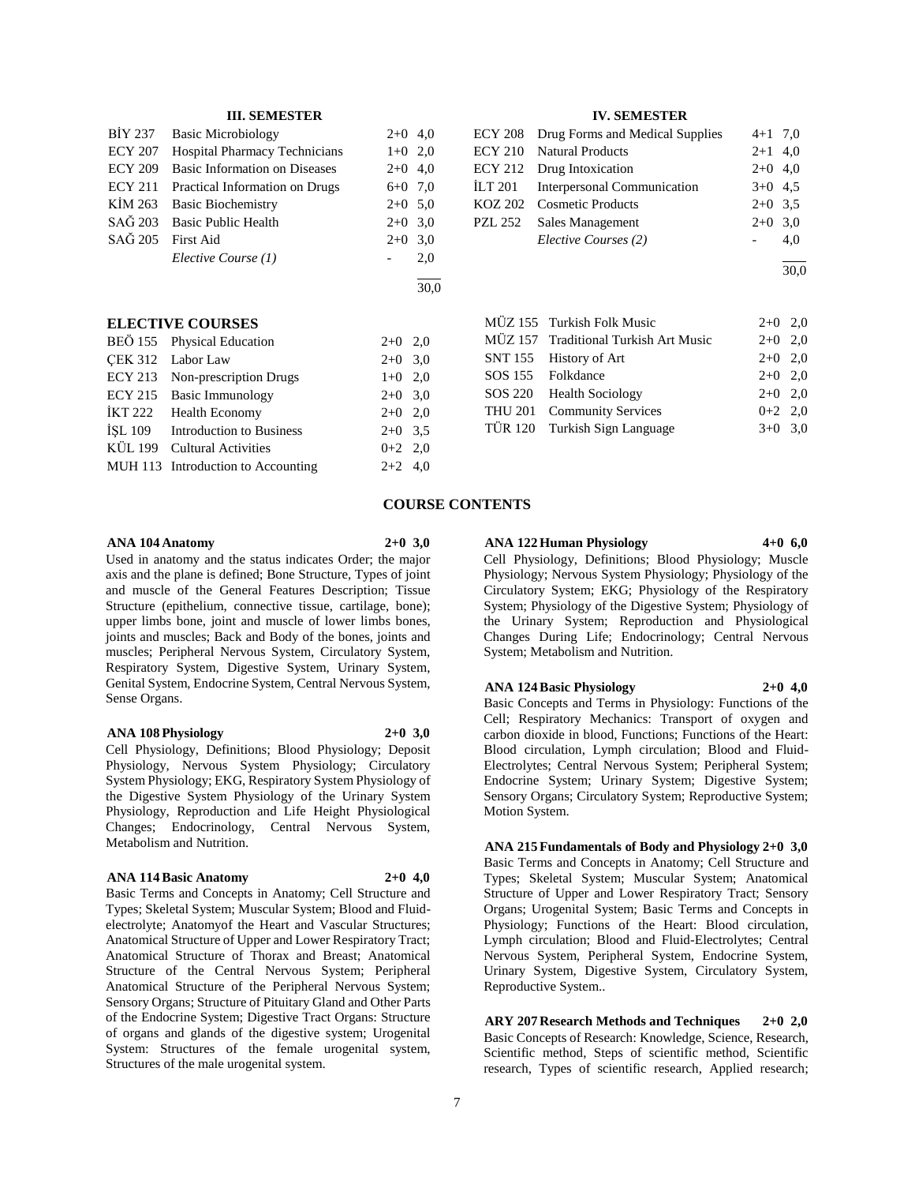### III. SEMESTER

| | | | |
|---|---|---|---|
| BİY 237 | Basic Microbiology | 2+0 | 4,0 |
| ECY 207 | Hospital Pharmacy Technicians | 1+0 | 2,0 |
| ECY 209 | Basic Information on Diseases | 2+0 | 4,0 |
| ECY 211 | Practical Information on Drugs | 6+0 | 7,0 |
| KİM 263 | Basic Biochemistry | 2+0 | 5,0 |
| SAĞ 203 | Basic Public Health | 2+0 | 3,0 |
| SAĞ 205 | First Aid | 2+0 | 3,0 |
| | *Elective Course (1)* | - | 2,0 |
| | | | 30,0 |

### IV. SEMESTER

| | | | |
|---|---|---|---|
| ECY 208 | Drug Forms and Medical Supplies | 4+1 | 7,0 |
| ECY 210 | Natural Products | 2+1 | 4,0 |
| ECY 212 | Drug Intoxication | 2+0 | 4,0 |
| İLT 201 | Interpersonal Communication | 3+0 | 4,5 |
| KOZ 202 | Cosmetic Products | 2+0 | 3,5 |
| PZL 252 | Sales Management | 2+0 | 3,0 |
| | *Elective Courses (2)* | - | 4,0 |
| | | | 30,0 |

### ELECTIVE COURSES

| | | | |
|---|---|---|---|
| BEÖ 155 | Physical Education | 2+0 | 2,0 |
| ÇEK 312 | Labor Law | 2+0 | 3,0 |
| ECY 213 | Non-prescription Drugs | 1+0 | 2,0 |
| ECY 215 | Basic Immunology | 2+0 | 3,0 |
| İKT 222 | Health Economy | 2+0 | 2,0 |
| İŞL 109 | Introduction to Business | 2+0 | 3,5 |
| KÜL 199 | Cultural Activities | 0+2 | 2,0 |
| MUH 113 | Introduction to Accounting | 2+2 | 4,0 |
| MÜZ 155 | Turkish Folk Music | 2+0 | 2,0 |
| MÜZ 157 | Traditional Turkish Art Music | 2+0 | 2,0 |
| SNT 155 | History of Art | 2+0 | 2,0 |
| SOS 155 | Folkdance | 2+0 | 2,0 |
| SOS 220 | Health Sociology | 2+0 | 2,0 |
| THU 201 | Community Services | 0+2 | 2,0 |
| TÜR 120 | Turkish Sign Language | 3+0 | 3,0 |

## COURSE CONTENTS

**ANA 104 Anatomy 2+0 3,0**
Used in anatomy and the status indicates Order; the major axis and the plane is defined; Bone Structure, Types of joint and muscle of the General Features Description; Tissue Structure (epithelium, connective tissue, cartilage, bone); upper limbs bone, joint and muscle of lower limbs bones, joints and muscles; Back and Body of the bones, joints and muscles; Peripheral Nervous System, Circulatory System, Respiratory System, Digestive System, Urinary System, Genital System, Endocrine System, Central Nervous System, Sense Organs.

**ANA 108 Physiology 2+0 3,0**
Cell Physiology, Definitions; Blood Physiology; Deposit Physiology, Nervous System Physiology; Circulatory System Physiology; EKG, Respiratory System Physiology of the Digestive System Physiology of the Urinary System Physiology, Reproduction and Life Height Physiological Changes; Endocrinology, Central Nervous System, Metabolism and Nutrition.

**ANA 114 Basic Anatomy 2+0 4,0**
Basic Terms and Concepts in Anatomy; Cell Structure and Types; Skeletal System; Muscular System; Blood and Fluid-electrolyte; Anatomyof the Heart and Vascular Structures; Anatomical Structure of Upper and Lower Respiratory Tract; Anatomical Structure of Thorax and Breast; Anatomical Structure of the Central Nervous System; Peripheral Anatomical Structure of the Peripheral Nervous System; Sensory Organs; Structure of Pituitary Gland and Other Parts of the Endocrine System; Digestive Tract Organs: Structure of organs and glands of the digestive system; Urogenital System: Structures of the female urogenital system, Structures of the male urogenital system.

**ANA 122 Human Physiology 4+0 6,0**
Cell Physiology, Definitions; Blood Physiology; Muscle Physiology; Nervous System Physiology; Physiology of the Circulatory System; EKG; Physiology of the Respiratory System; Physiology of the Digestive System; Physiology of the Urinary System; Reproduction and Physiological Changes During Life; Endocrinology; Central Nervous System; Metabolism and Nutrition.

**ANA 124 Basic Physiology 2+0 4,0**
Basic Concepts and Terms in Physiology: Functions of the Cell; Respiratory Mechanics: Transport of oxygen and carbon dioxide in blood, Functions; Functions of the Heart: Blood circulation, Lymph circulation; Blood and Fluid-Electrolytes; Central Nervous System; Peripheral System; Endocrine System; Urinary System; Digestive System; Sensory Organs; Circulatory System; Reproductive System; Motion System.

**ANA 215 Fundamentals of Body and Physiology 2+0 3,0**
Basic Terms and Concepts in Anatomy; Cell Structure and Types; Skeletal System; Muscular System; Anatomical Structure of Upper and Lower Respiratory Tract; Sensory Organs; Urogenital System; Basic Terms and Concepts in Physiology; Functions of the Heart: Blood circulation, Lymph circulation; Blood and Fluid-Electrolytes; Central Nervous System, Peripheral System, Endocrine System, Urinary System, Digestive System, Circulatory System, Reproductive System..

**ARY 207 Research Methods and Techniques 2+0 2,0**
Basic Concepts of Research: Knowledge, Science, Research, Scientific method, Steps of scientific method, Scientific research, Types of scientific research, Applied research;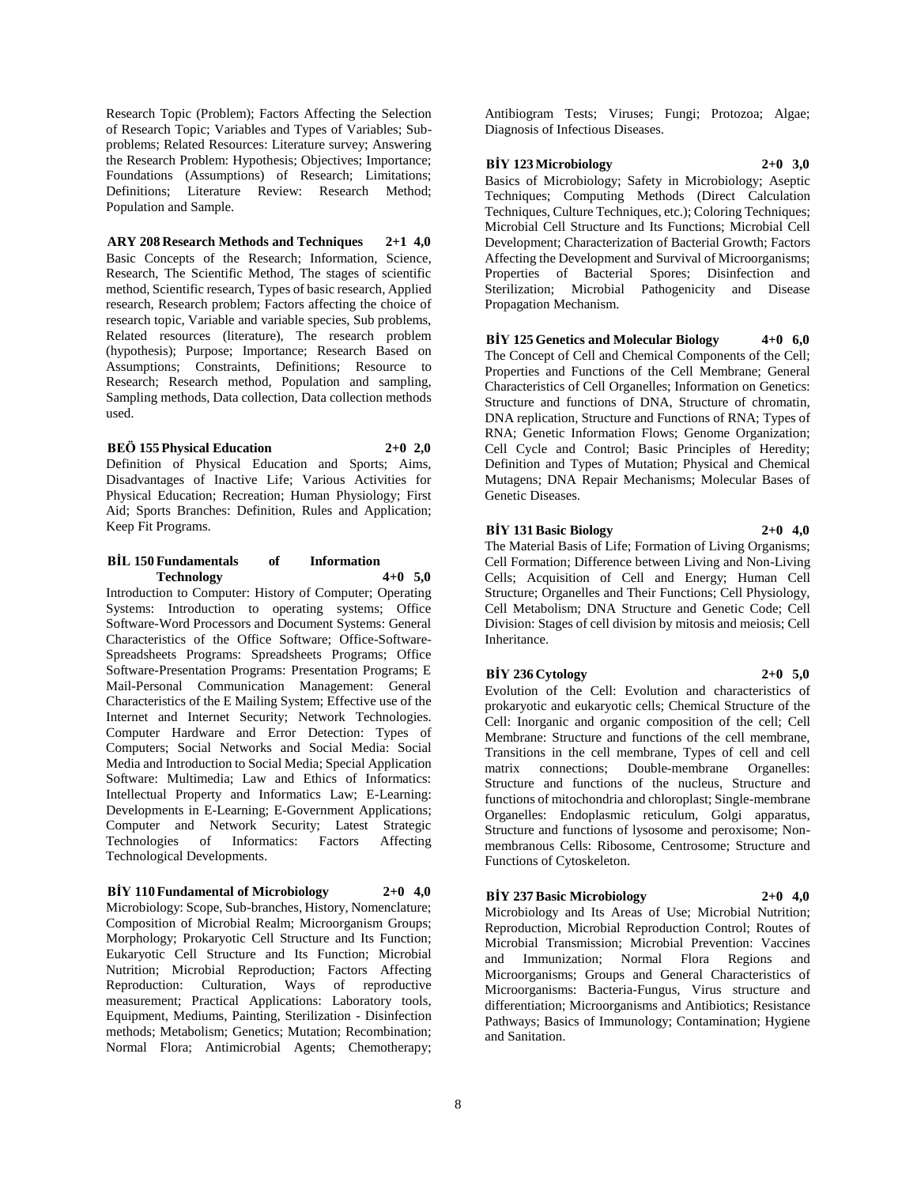Research Topic (Problem); Factors Affecting the Selection of Research Topic; Variables and Types of Variables; Sub-problems; Related Resources: Literature survey; Answering the Research Problem: Hypothesis; Objectives; Importance; Foundations (Assumptions) of Research; Limitations; Definitions; Literature Review: Research Method; Population and Sample.

**ARY 208 Research Methods and Techniques 2+1 4,0**

Basic Concepts of the Research; Information, Science, Research, The Scientific Method, The stages of scientific method, Scientific research, Types of basic research, Applied research, Research problem; Factors affecting the choice of research topic, Variable and variable species, Sub problems, Related resources (literature), The research problem (hypothesis); Purpose; Importance; Research Based on Assumptions; Constraints, Definitions; Resource to Research; Research method, Population and sampling, Sampling methods, Data collection, Data collection methods used.

**BEÖ 155 Physical Education 2+0 2,0**

Definition of Physical Education and Sports; Aims, Disadvantages of Inactive Life; Various Activities for Physical Education; Recreation; Human Physiology; First Aid; Sports Branches: Definition, Rules and Application; Keep Fit Programs.

**BİL 150 Fundamentals of Information Technology 4+0 5,0**

Introduction to Computer: History of Computer; Operating Systems: Introduction to operating systems; Office Software-Word Processors and Document Systems: General Characteristics of the Office Software; Office-Software-Spreadsheets Programs: Spreadsheets Programs; Office Software-Presentation Programs: Presentation Programs; E Mail-Personal Communication Management: General Characteristics of the E Mailing System; Effective use of the Internet and Internet Security; Network Technologies. Computer Hardware and Error Detection: Types of Computers; Social Networks and Social Media: Social Media and Introduction to Social Media; Special Application Software: Multimedia; Law and Ethics of Informatics: Intellectual Property and Informatics Law; E-Learning: Developments in E-Learning; E-Government Applications; Computer and Network Security; Latest Strategic Technologies of Informatics: Factors Affecting Technological Developments.

**BİY 110 Fundamental of Microbiology 2+0 4,0**

Microbiology: Scope, Sub-branches, History, Nomenclature; Composition of Microbial Realm; Microorganism Groups; Morphology; Prokaryotic Cell Structure and Its Function; Eukaryotic Cell Structure and Its Function; Microbial Nutrition; Microbial Reproduction; Factors Affecting Reproduction: Culturation, Ways of reproductive measurement; Practical Applications: Laboratory tools, Equipment, Mediums, Painting, Sterilization - Disinfection methods; Metabolism; Genetics; Mutation; Recombination; Normal Flora; Antimicrobial Agents; Chemotherapy; Antibiogram Tests; Viruses; Fungi; Protozoa; Algae; Diagnosis of Infectious Diseases.

**BİY 123 Microbiology 2+0 3,0**

Basics of Microbiology; Safety in Microbiology; Aseptic Techniques; Computing Methods (Direct Calculation Techniques, Culture Techniques, etc.); Coloring Techniques; Microbial Cell Structure and Its Functions; Microbial Cell Development; Characterization of Bacterial Growth; Factors Affecting the Development and Survival of Microorganisms; Properties of Bacterial Spores; Disinfection and Sterilization; Microbial Pathogenicity and Disease Propagation Mechanism.

**BİY 125 Genetics and Molecular Biology 4+0 6,0**

The Concept of Cell and Chemical Components of the Cell; Properties and Functions of the Cell Membrane; General Characteristics of Cell Organelles; Information on Genetics: Structure and functions of DNA, Structure of chromatin, DNA replication, Structure and Functions of RNA; Types of RNA; Genetic Information Flows; Genome Organization; Cell Cycle and Control; Basic Principles of Heredity; Definition and Types of Mutation; Physical and Chemical Mutagens; DNA Repair Mechanisms; Molecular Bases of Genetic Diseases.

**BİY 131 Basic Biology 2+0 4,0**

The Material Basis of Life; Formation of Living Organisms; Cell Formation; Difference between Living and Non-Living Cells; Acquisition of Cell and Energy; Human Cell Structure; Organelles and Their Functions; Cell Physiology, Cell Metabolism; DNA Structure and Genetic Code; Cell Division: Stages of cell division by mitosis and meiosis; Cell Inheritance.

**BİY 236 Cytology 2+0 5,0**

Evolution of the Cell: Evolution and characteristics of prokaryotic and eukaryotic cells; Chemical Structure of the Cell: Inorganic and organic composition of the cell; Cell Membrane: Structure and functions of the cell membrane, Transitions in the cell membrane, Types of cell and cell matrix connections; Double-membrane Organelles: Structure and functions of the nucleus, Structure and functions of mitochondria and chloroplast; Single-membrane Organelles: Endoplasmic reticulum, Golgi apparatus, Structure and functions of lysosome and peroxisome; Non-membranous Cells: Ribosome, Centrosome; Structure and Functions of Cytoskeleton.

**BİY 237 Basic Microbiology 2+0 4,0**

Microbiology and Its Areas of Use; Microbial Nutrition; Reproduction, Microbial Reproduction Control; Routes of Microbial Transmission; Microbial Prevention: Vaccines and Immunization; Normal Flora Regions and Microorganisms; Groups and General Characteristics of Microorganisms: Bacteria-Fungus, Virus structure and differentiation; Microorganisms and Antibiotics; Resistance Pathways; Basics of Immunology; Contamination; Hygiene and Sanitation.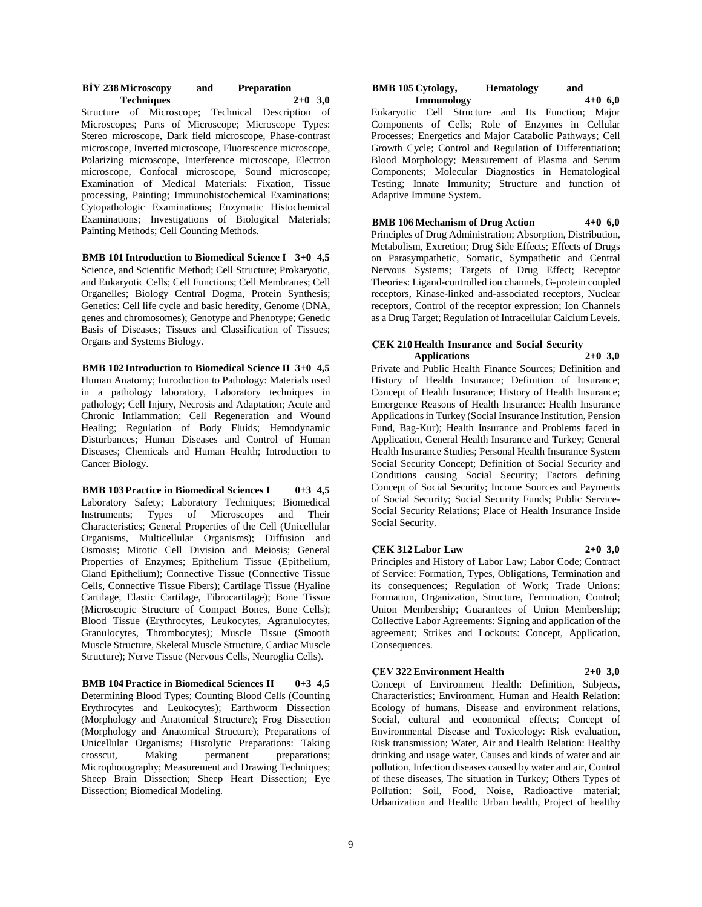**BİY 238 Microscopy and Preparation Techniques 2+0 3,0**

Structure of Microscope; Technical Description of Microscopes; Parts of Microscope; Microscope Types: Stereo microscope, Dark field microscope, Phase-contrast microscope, Inverted microscope, Fluorescence microscope, Polarizing microscope, Interference microscope, Electron microscope, Confocal microscope, Sound microscope; Examination of Medical Materials: Fixation, Tissue processing, Painting; Immunohistochemical Examinations; Cytopathologic Examinations; Enzymatic Histochemical Examinations; Investigations of Biological Materials; Painting Methods; Cell Counting Methods.

**BMB 101 Introduction to Biomedical Science I 3+0 4,5**

Science, and Scientific Method; Cell Structure; Prokaryotic, and Eukaryotic Cells; Cell Functions; Cell Membranes; Cell Organelles; Biology Central Dogma, Protein Synthesis; Genetics: Cell life cycle and basic heredity, Genome (DNA, genes and chromosomes); Genotype and Phenotype; Genetic Basis of Diseases; Tissues and Classification of Tissues; Organs and Systems Biology.

**BMB 102 Introduction to Biomedical Science II 3+0 4,5**

Human Anatomy; Introduction to Pathology: Materials used in a pathology laboratory, Laboratory techniques in pathology; Cell Injury, Necrosis and Adaptation; Acute and Chronic Inflammation; Cell Regeneration and Wound Healing; Regulation of Body Fluids; Hemodynamic Disturbances; Human Diseases and Control of Human Diseases; Chemicals and Human Health; Introduction to Cancer Biology.

**BMB 103 Practice in Biomedical Sciences I 0+3 4,5**

Laboratory Safety; Laboratory Techniques; Biomedical Instruments; Types of Microscopes and Their Characteristics; General Properties of the Cell (Unicellular Organisms, Multicellular Organisms); Diffusion and Osmosis; Mitotic Cell Division and Meiosis; General Properties of Enzymes; Epithelium Tissue (Epithelium, Gland Epithelium); Connective Tissue (Connective Tissue Cells, Connective Tissue Fibers); Cartilage Tissue (Hyaline Cartilage, Elastic Cartilage, Fibrocartilage); Bone Tissue (Microscopic Structure of Compact Bones, Bone Cells); Blood Tissue (Erythrocytes, Leukocytes, Agranulocytes, Granulocytes, Thrombocytes); Muscle Tissue (Smooth Muscle Structure, Skeletal Muscle Structure, Cardiac Muscle Structure); Nerve Tissue (Nervous Cells, Neuroglia Cells).

**BMB 104 Practice in Biomedical Sciences II 0+3 4,5**

Determining Blood Types; Counting Blood Cells (Counting Erythrocytes and Leukocytes); Earthworm Dissection (Morphology and Anatomical Structure); Frog Dissection (Morphology and Anatomical Structure); Preparations of Unicellular Organisms; Histolytic Preparations: Taking crosscut, Making permanent preparations; Microphotography; Measurement and Drawing Techniques; Sheep Brain Dissection; Sheep Heart Dissection; Eye Dissection; Biomedical Modeling.

**BMB 105 Cytology, Hematology and Immunology 4+0 6,0**

Eukaryotic Cell Structure and Its Function; Major Components of Cells; Role of Enzymes in Cellular Processes; Energetics and Major Catabolic Pathways; Cell Growth Cycle; Control and Regulation of Differentiation; Blood Morphology; Measurement of Plasma and Serum Components; Molecular Diagnostics in Hematological Testing; Innate Immunity; Structure and function of Adaptive Immune System.

**BMB 106 Mechanism of Drug Action 4+0 6,0**

Principles of Drug Administration; Absorption, Distribution, Metabolism, Excretion; Drug Side Effects; Effects of Drugs on Parasympathetic, Somatic, Sympathetic and Central Nervous Systems; Targets of Drug Effect; Receptor Theories: Ligand-controlled ion channels, G-protein coupled receptors, Kinase-linked and-associated receptors, Nuclear receptors, Control of the receptor expression; Ion Channels as a Drug Target; Regulation of Intracellular Calcium Levels.

**ÇEK 210 Health Insurance and Social Security Applications 2+0 3,0**

Private and Public Health Finance Sources; Definition and History of Health Insurance; Definition of Insurance; Concept of Health Insurance; History of Health Insurance; Emergence Reasons of Health Insurance: Health Insurance Applications in Turkey (Social Insurance Institution, Pension Fund, Bag-Kur); Health Insurance and Problems faced in Application, General Health Insurance and Turkey; General Health Insurance Studies; Personal Health Insurance System Social Security Concept; Definition of Social Security and Conditions causing Social Security; Factors defining Concept of Social Security; Income Sources and Payments of Social Security; Social Security Funds; Public Service-Social Security Relations; Place of Health Insurance Inside Social Security.

**ÇEK 312 Labor Law 2+0 3,0**

Principles and History of Labor Law; Labor Code; Contract of Service: Formation, Types, Obligations, Termination and its consequences; Regulation of Work; Trade Unions: Formation, Organization, Structure, Termination, Control; Union Membership; Guarantees of Union Membership; Collective Labor Agreements: Signing and application of the agreement; Strikes and Lockouts: Concept, Application, Consequences.

**ÇEV 322 Environment Health 2+0 3,0**

Concept of Environment Health: Definition, Subjects, Characteristics; Environment, Human and Health Relation: Ecology of humans, Disease and environment relations, Social, cultural and economical effects; Concept of Environmental Disease and Toxicology: Risk evaluation, Risk transmission; Water, Air and Health Relation: Healthy drinking and usage water, Causes and kinds of water and air pollution, Infection diseases caused by water and air, Control of these diseases, The situation in Turkey; Others Types of Pollution: Soil, Food, Noise, Radioactive material; Urbanization and Health: Urban health, Project of healthy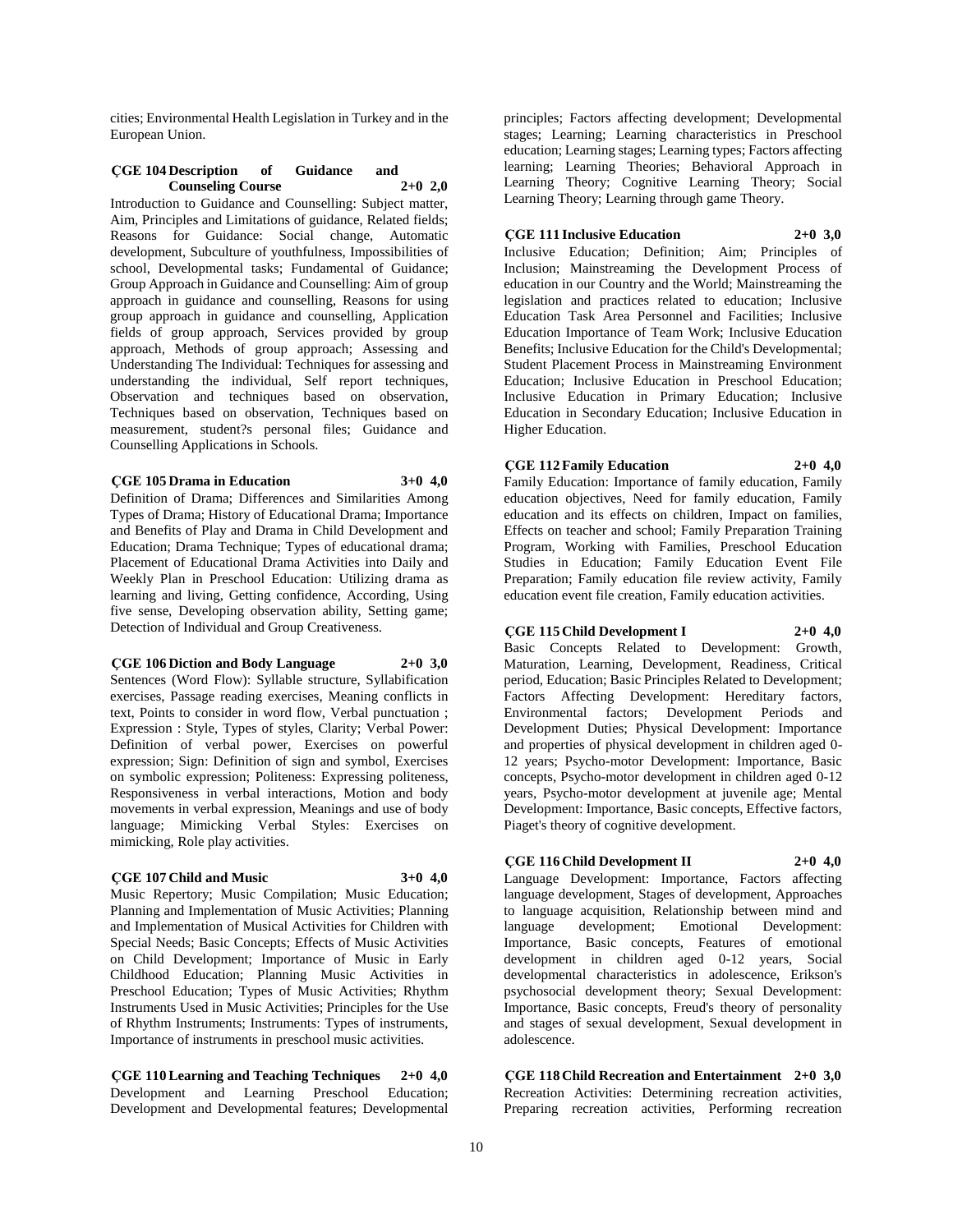cities; Environmental Health Legislation in Turkey and in the European Union.

**ÇGE 104 Description of Guidance and Counseling Course 2+0 2,0**

Introduction to Guidance and Counselling: Subject matter, Aim, Principles and Limitations of guidance, Related fields; Reasons for Guidance: Social change, Automatic development, Subculture of youthfulness, Impossibilities of school, Developmental tasks; Fundamental of Guidance; Group Approach in Guidance and Counselling: Aim of group approach in guidance and counselling, Reasons for using group approach in guidance and counselling, Application fields of group approach, Services provided by group approach, Methods of group approach; Assessing and Understanding The Individual: Techniques for assessing and understanding the individual, Self report techniques, Observation and techniques based on observation, Techniques based on observation, Techniques based on measurement, student?s personal files; Guidance and Counselling Applications in Schools.

**ÇGE 105 Drama in Education 3+0 4,0**

Definition of Drama; Differences and Similarities Among Types of Drama; History of Educational Drama; Importance and Benefits of Play and Drama in Child Development and Education; Drama Technique; Types of educational drama; Placement of Educational Drama Activities into Daily and Weekly Plan in Preschool Education: Utilizing drama as learning and living, Getting confidence, According, Using five sense, Developing observation ability, Setting game; Detection of Individual and Group Creativeness.

**ÇGE 106 Diction and Body Language 2+0 3,0**

Sentences (Word Flow): Syllable structure, Syllabification exercises, Passage reading exercises, Meaning conflicts in text, Points to consider in word flow, Verbal punctuation ; Expression : Style, Types of styles, Clarity; Verbal Power: Definition of verbal power, Exercises on powerful expression; Sign: Definition of sign and symbol, Exercises on symbolic expression; Politeness: Expressing politeness, Responsiveness in verbal interactions, Motion and body movements in verbal expression, Meanings and use of body language; Mimicking Verbal Styles: Exercises on mimicking, Role play activities.

**ÇGE 107 Child and Music 3+0 4,0**

Music Repertory; Music Compilation; Music Education; Planning and Implementation of Music Activities; Planning and Implementation of Musical Activities for Children with Special Needs; Basic Concepts; Effects of Music Activities on Child Development; Importance of Music in Early Childhood Education; Planning Music Activities in Preschool Education; Types of Music Activities; Rhythm Instruments Used in Music Activities; Principles for the Use of Rhythm Instruments; Instruments: Types of instruments, Importance of instruments in preschool music activities.

**ÇGE 110 Learning and Teaching Techniques 2+0 4,0**

Development and Learning Preschool Education; Development and Developmental features; Developmental principles; Factors affecting development; Developmental stages; Learning; Learning characteristics in Preschool education; Learning stages; Learning types; Factors affecting learning; Learning Theories; Behavioral Approach in Learning Theory; Cognitive Learning Theory; Social Learning Theory; Learning through game Theory.

**ÇGE 111 Inclusive Education 2+0 3,0**

Inclusive Education; Definition; Aim; Principles of Inclusion; Mainstreaming the Development Process of education in our Country and the World; Mainstreaming the legislation and practices related to education; Inclusive Education Task Area Personnel and Facilities; Inclusive Education Importance of Team Work; Inclusive Education Benefits; Inclusive Education for the Child's Developmental; Student Placement Process in Mainstreaming Environment Education; Inclusive Education in Preschool Education; Inclusive Education in Primary Education; Inclusive Education in Secondary Education; Inclusive Education in Higher Education.

**ÇGE 112 Family Education 2+0 4,0**

Family Education: Importance of family education, Family education objectives, Need for family education, Family education and its effects on children, Impact on families, Effects on teacher and school; Family Preparation Training Program, Working with Families, Preschool Education Studies in Education; Family Education Event File Preparation; Family education file review activity, Family education event file creation, Family education activities.

**ÇGE 115 Child Development I 2+0 4,0**

Basic Concepts Related to Development: Growth, Maturation, Learning, Development, Readiness, Critical period, Education; Basic Principles Related to Development; Factors Affecting Development: Hereditary factors, Environmental factors; Development Periods and Development Duties; Physical Development: Importance and properties of physical development in children aged 0-12 years; Psycho-motor Development: Importance, Basic concepts, Psycho-motor development in children aged 0-12 years, Psycho-motor development at juvenile age; Mental Development: Importance, Basic concepts, Effective factors, Piaget's theory of cognitive development.

**ÇGE 116 Child Development II 2+0 4,0**

Language Development: Importance, Factors affecting language development, Stages of development, Approaches to language acquisition, Relationship between mind and language development; Emotional Development: Importance, Basic concepts, Features of emotional development in children aged 0-12 years, Social developmental characteristics in adolescence, Erikson's psychosocial development theory; Sexual Development: Importance, Basic concepts, Freud's theory of personality and stages of sexual development, Sexual development in adolescence.

**ÇGE 118 Child Recreation and Entertainment 2+0 3,0**

Recreation Activities: Determining recreation activities, Preparing recreation activities, Performing recreation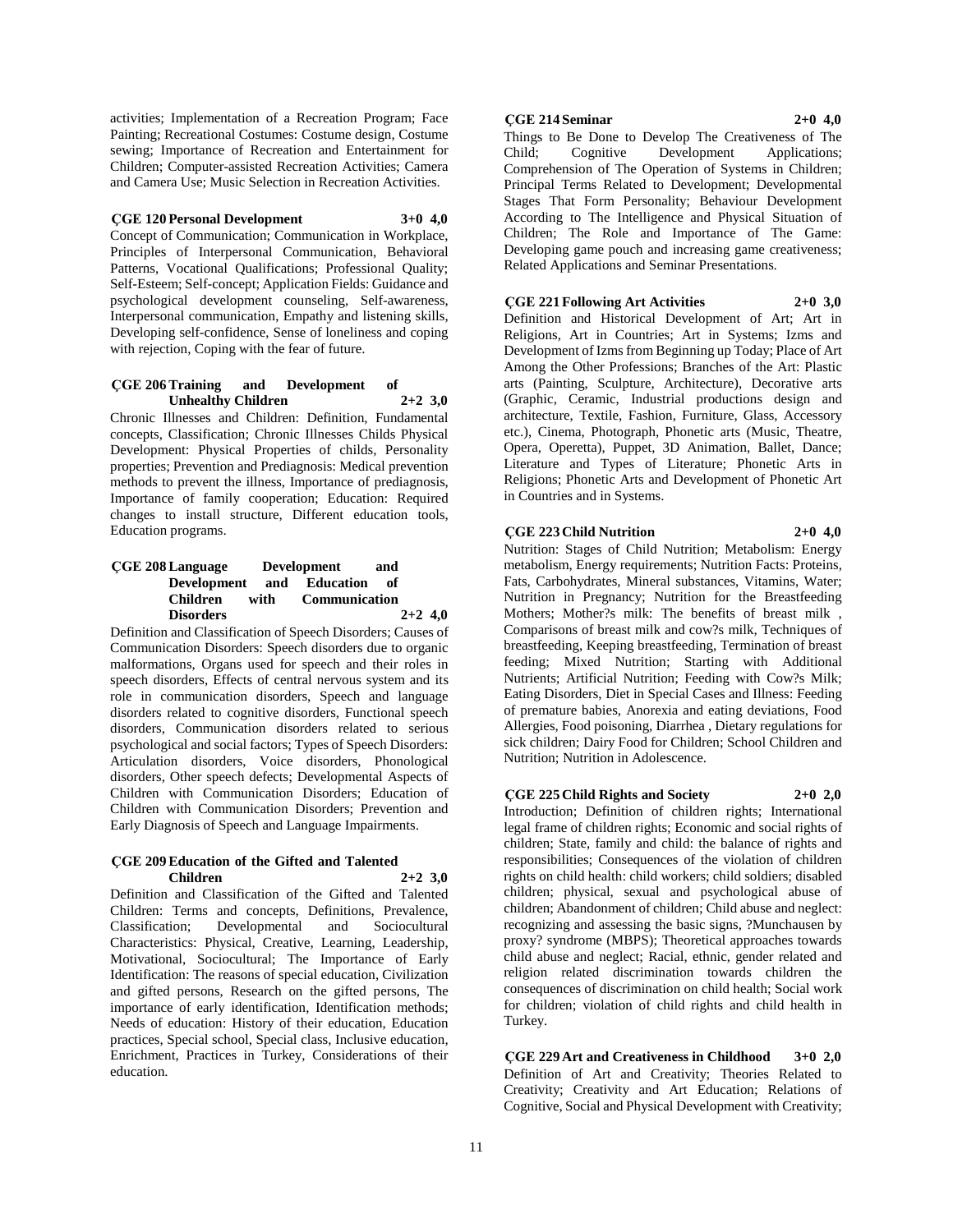activities; Implementation of a Recreation Program; Face Painting; Recreational Costumes: Costume design, Costume sewing; Importance of Recreation and Entertainment for Children; Computer-assisted Recreation Activities; Camera and Camera Use; Music Selection in Recreation Activities.

**ÇGE 120 Personal Development 3+0 4,0**

Concept of Communication; Communication in Workplace, Principles of Interpersonal Communication, Behavioral Patterns, Vocational Qualifications; Professional Quality; Self-Esteem; Self-concept; Application Fields: Guidance and psychological development counseling, Self-awareness, Interpersonal communication, Empathy and listening skills, Developing self-confidence, Sense of loneliness and coping with rejection, Coping with the fear of future.

**ÇGE 206 Training and Development of Unhealthy Children 2+2 3,0**

Chronic Illnesses and Children: Definition, Fundamental concepts, Classification; Chronic Illnesses Childs Physical Development: Physical Properties of childs, Personality properties; Prevention and Prediagnosis: Medical prevention methods to prevent the illness, Importance of prediagnosis, Importance of family cooperation; Education: Required changes to install structure, Different education tools, Education programs.

**ÇGE 208 Language Development and Development and Education of Children with Communication Disorders 2+2 4,0**

Definition and Classification of Speech Disorders; Causes of Communication Disorders: Speech disorders due to organic malformations, Organs used for speech and their roles in speech disorders, Effects of central nervous system and its role in communication disorders, Speech and language disorders related to cognitive disorders, Functional speech disorders, Communication disorders related to serious psychological and social factors; Types of Speech Disorders: Articulation disorders, Voice disorders, Phonological disorders, Other speech defects; Developmental Aspects of Children with Communication Disorders; Education of Children with Communication Disorders; Prevention and Early Diagnosis of Speech and Language Impairments.

**ÇGE 209 Education of the Gifted and Talented Children 2+2 3,0**

Definition and Classification of the Gifted and Talented Children: Terms and concepts, Definitions, Prevalence, Classification; Developmental and Sociocultural Characteristics: Physical, Creative, Learning, Leadership, Motivational, Sociocultural; The Importance of Early Identification: The reasons of special education, Civilization and gifted persons, Research on the gifted persons, The importance of early identification, Identification methods; Needs of education: History of their education, Education practices, Special school, Special class, Inclusive education, Enrichment, Practices in Turkey, Considerations of their education.

**ÇGE 214 Seminar 2+0 4,0**

Things to Be Done to Develop The Creativeness of The Child; Cognitive Development Applications; Comprehension of The Operation of Systems in Children; Principal Terms Related to Development; Developmental Stages That Form Personality; Behaviour Development According to The Intelligence and Physical Situation of Children; The Role and Importance of The Game: Developing game pouch and increasing game creativeness; Related Applications and Seminar Presentations.

**ÇGE 221 Following Art Activities 2+0 3,0**

Definition and Historical Development of Art; Art in Religions, Art in Countries; Art in Systems; Izms and Development of Izms from Beginning up Today; Place of Art Among the Other Professions; Branches of the Art: Plastic arts (Painting, Sculpture, Architecture), Decorative arts (Graphic, Ceramic, Industrial productions design and architecture, Textile, Fashion, Furniture, Glass, Accessory etc.), Cinema, Photograph, Phonetic arts (Music, Theatre, Opera, Operetta), Puppet, 3D Animation, Ballet, Dance; Literature and Types of Literature; Phonetic Arts in Religions; Phonetic Arts and Development of Phonetic Art in Countries and in Systems.

**ÇGE 223 Child Nutrition 2+0 4,0**

Nutrition: Stages of Child Nutrition; Metabolism: Energy metabolism, Energy requirements; Nutrition Facts: Proteins, Fats, Carbohydrates, Mineral substances, Vitamins, Water; Nutrition in Pregnancy; Nutrition for the Breastfeeding Mothers; Mother?s milk: The benefits of breast milk , Comparisons of breast milk and cow?s milk, Techniques of breastfeeding, Keeping breastfeeding, Termination of breast feeding; Mixed Nutrition; Starting with Additional Nutrients; Artificial Nutrition; Feeding with Cow?s Milk; Eating Disorders, Diet in Special Cases and Illness: Feeding of premature babies, Anorexia and eating deviations, Food Allergies, Food poisoning, Diarrhea , Dietary regulations for sick children; Dairy Food for Children; School Children and Nutrition; Nutrition in Adolescence.

**ÇGE 225 Child Rights and Society 2+0 2,0**

Introduction; Definition of children rights; International legal frame of children rights; Economic and social rights of children; State, family and child: the balance of rights and responsibilities; Consequences of the violation of children rights on child health: child workers; child soldiers; disabled children; physical, sexual and psychological abuse of children; Abandonment of children; Child abuse and neglect: recognizing and assessing the basic signs, ?Munchausen by proxy? syndrome (MBPS); Theoretical approaches towards child abuse and neglect; Racial, ethnic, gender related and religion related discrimination towards children the consequences of discrimination on child health; Social work for children; violation of child rights and child health in Turkey.

**ÇGE 229 Art and Creativeness in Childhood 3+0 2,0**

Definition of Art and Creativity; Theories Related to Creativity; Creativity and Art Education; Relations of Cognitive, Social and Physical Development with Creativity;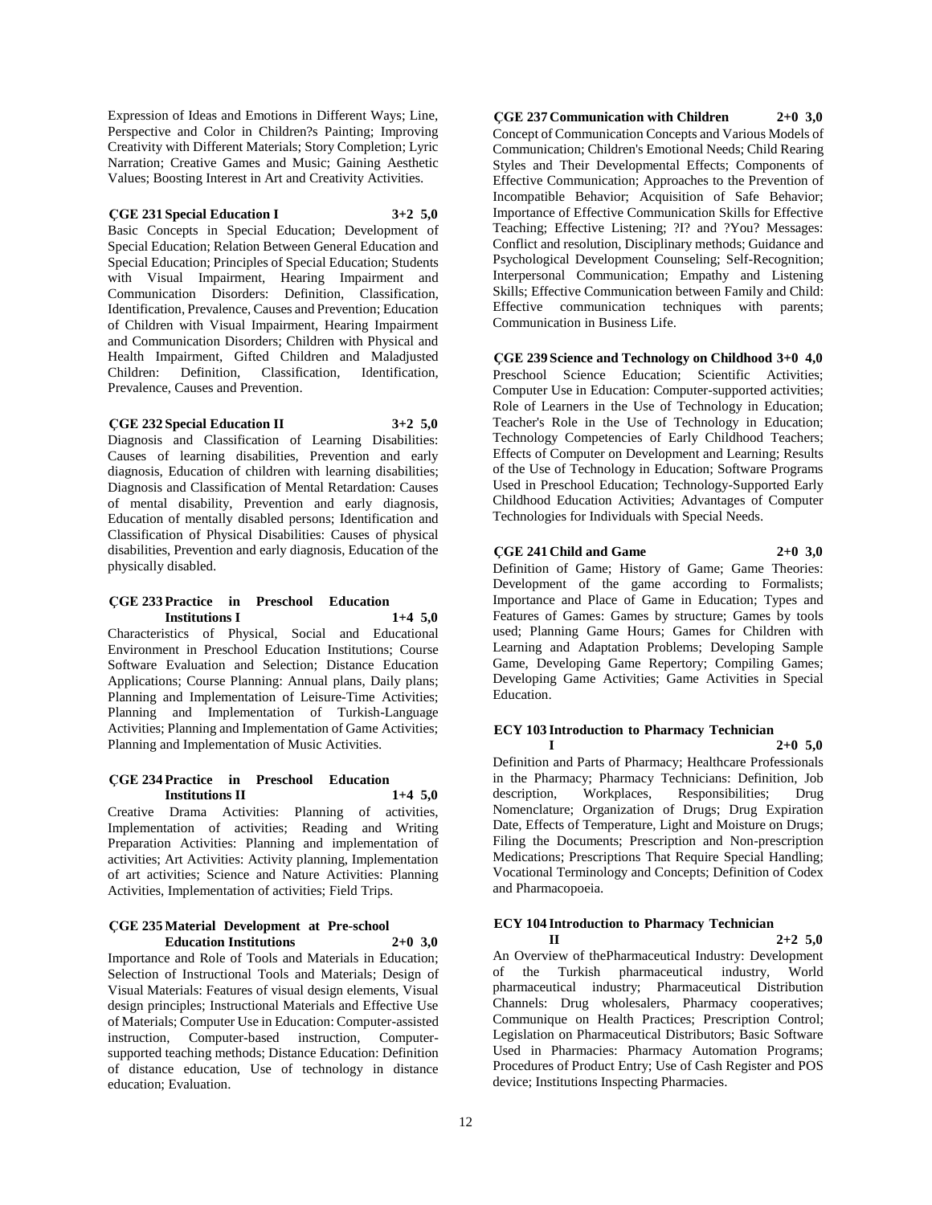Expression of Ideas and Emotions in Different Ways; Line, Perspective and Color in Children?s Painting; Improving Creativity with Different Materials; Story Completion; Lyric Narration; Creative Games and Music; Gaining Aesthetic Values; Boosting Interest in Art and Creativity Activities.

**ÇGE 231 Special Education I 3+2 5,0**

Basic Concepts in Special Education; Development of Special Education; Relation Between General Education and Special Education; Principles of Special Education; Students with Visual Impairment, Hearing Impairment and Communication Disorders: Definition, Classification, Identification, Prevalence, Causes and Prevention; Education of Children with Visual Impairment, Hearing Impairment and Communication Disorders; Children with Physical and Health Impairment, Gifted Children and Maladjusted Children: Definition, Classification, Identification, Prevalence, Causes and Prevention.

**ÇGE 232 Special Education II 3+2 5,0**

Diagnosis and Classification of Learning Disabilities: Causes of learning disabilities, Prevention and early diagnosis, Education of children with learning disabilities; Diagnosis and Classification of Mental Retardation: Causes of mental disability, Prevention and early diagnosis, Education of mentally disabled persons; Identification and Classification of Physical Disabilities: Causes of physical disabilities, Prevention and early diagnosis, Education of the physically disabled.

**ÇGE 233 Practice in Preschool Education Institutions I 1+4 5,0**

Characteristics of Physical, Social and Educational Environment in Preschool Education Institutions; Course Software Evaluation and Selection; Distance Education Applications; Course Planning: Annual plans, Daily plans; Planning and Implementation of Leisure-Time Activities; Planning and Implementation of Turkish-Language Activities; Planning and Implementation of Game Activities; Planning and Implementation of Music Activities.

**ÇGE 234 Practice in Preschool Education Institutions II 1+4 5,0**

Creative Drama Activities: Planning of activities, Implementation of activities; Reading and Writing Preparation Activities: Planning and implementation of activities; Art Activities: Activity planning, Implementation of art activities; Science and Nature Activities: Planning Activities, Implementation of activities; Field Trips.

**ÇGE 235 Material Development at Pre-school Education Institutions 2+0 3,0**

Importance and Role of Tools and Materials in Education; Selection of Instructional Tools and Materials; Design of Visual Materials: Features of visual design elements, Visual design principles; Instructional Materials and Effective Use of Materials; Computer Use in Education: Computer-assisted instruction, Computer-based instruction, Computer-supported teaching methods; Distance Education: Definition of distance education, Use of technology in distance education; Evaluation.

**ÇGE 237 Communication with Children 2+0 3,0**

Concept of Communication Concepts and Various Models of Communication; Children's Emotional Needs; Child Rearing Styles and Their Developmental Effects; Components of Effective Communication; Approaches to the Prevention of Incompatible Behavior; Acquisition of Safe Behavior; Importance of Effective Communication Skills for Effective Teaching; Effective Listening; ?I? and ?You? Messages: Conflict and resolution, Disciplinary methods; Guidance and Psychological Development Counseling; Self-Recognition; Interpersonal Communication; Empathy and Listening Skills; Effective Communication between Family and Child: Effective communication techniques with parents; Communication in Business Life.

**ÇGE 239 Science and Technology on Childhood 3+0 4,0**

Preschool Science Education; Scientific Activities; Computer Use in Education: Computer-supported activities; Role of Learners in the Use of Technology in Education; Teacher's Role in the Use of Technology in Education; Technology Competencies of Early Childhood Teachers; Effects of Computer on Development and Learning; Results of the Use of Technology in Education; Software Programs Used in Preschool Education; Technology-Supported Early Childhood Education Activities; Advantages of Computer Technologies for Individuals with Special Needs.

**ÇGE 241 Child and Game 2+0 3,0**

Definition of Game; History of Game; Game Theories: Development of the game according to Formalists; Importance and Place of Game in Education; Types and Features of Games: Games by structure; Games by tools used; Planning Game Hours; Games for Children with Learning and Adaptation Problems; Developing Sample Game, Developing Game Repertory; Compiling Games; Developing Game Activities; Game Activities in Special Education.

**ECY 103 Introduction to Pharmacy Technician I 2+0 5,0**

Definition and Parts of Pharmacy; Healthcare Professionals in the Pharmacy; Pharmacy Technicians: Definition, Job description, Workplaces, Responsibilities; Drug Nomenclature; Organization of Drugs; Drug Expiration Date, Effects of Temperature, Light and Moisture on Drugs; Filing the Documents; Prescription and Non-prescription Medications; Prescriptions That Require Special Handling; Vocational Terminology and Concepts; Definition of Codex and Pharmacopoeia.

**ECY 104 Introduction to Pharmacy Technician II 2+2 5,0**

An Overview of thePharmaceutical Industry: Development of the Turkish pharmaceutical industry, World pharmaceutical industry; Pharmaceutical Distribution Channels: Drug wholesalers, Pharmacy cooperatives; Communique on Health Practices; Prescription Control; Legislation on Pharmaceutical Distributors; Basic Software Used in Pharmacies: Pharmacy Automation Programs; Procedures of Product Entry; Use of Cash Register and POS device; Institutions Inspecting Pharmacies.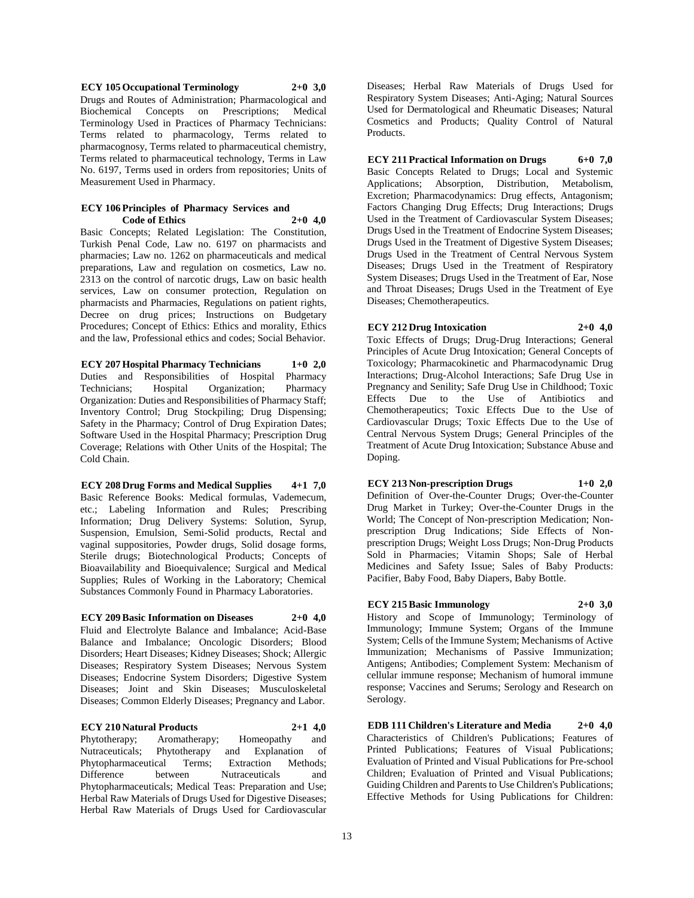**ECY 105 Occupational Terminology 2+0 3,0**

Drugs and Routes of Administration; Pharmacological and Biochemical Concepts on Prescriptions; Medical Terminology Used in Practices of Pharmacy Technicians: Terms related to pharmacology, Terms related to pharmacognosy, Terms related to pharmaceutical chemistry, Terms related to pharmaceutical technology, Terms in Law No. 6197, Terms used in orders from repositories; Units of Measurement Used in Pharmacy.

**ECY 106 Principles of Pharmacy Services and Code of Ethics 2+0 4,0**

Basic Concepts; Related Legislation: The Constitution, Turkish Penal Code, Law no. 6197 on pharmacists and pharmacies; Law no. 1262 on pharmaceuticals and medical preparations, Law and regulation on cosmetics, Law no. 2313 on the control of narcotic drugs, Law on basic health services, Law on consumer protection, Regulation on pharmacists and Pharmacies, Regulations on patient rights, Decree on drug prices; Instructions on Budgetary Procedures; Concept of Ethics: Ethics and morality, Ethics and the law, Professional ethics and codes; Social Behavior.

**ECY 207 Hospital Pharmacy Technicians 1+0 2,0**

Duties and Responsibilities of Hospital Pharmacy Technicians; Hospital Organization; Pharmacy Organization: Duties and Responsibilities of Pharmacy Staff; Inventory Control; Drug Stockpiling; Drug Dispensing; Safety in the Pharmacy; Control of Drug Expiration Dates; Software Used in the Hospital Pharmacy; Prescription Drug Coverage; Relations with Other Units of the Hospital; The Cold Chain.

**ECY 208 Drug Forms and Medical Supplies 4+1 7,0**

Basic Reference Books: Medical formulas, Vademecum, etc.; Labeling Information and Rules; Prescribing Information; Drug Delivery Systems: Solution, Syrup, Suspension, Emulsion, Semi-Solid products, Rectal and vaginal suppositories, Powder drugs, Solid dosage forms, Sterile drugs; Biotechnological Products; Concepts of Bioavailability and Bioequivalence; Surgical and Medical Supplies; Rules of Working in the Laboratory; Chemical Substances Commonly Found in Pharmacy Laboratories.

**ECY 209 Basic Information on Diseases 2+0 4,0**

Fluid and Electrolyte Balance and Imbalance; Acid-Base Balance and Imbalance; Oncologic Disorders; Blood Disorders; Heart Diseases; Kidney Diseases; Shock; Allergic Diseases; Respiratory System Diseases; Nervous System Diseases; Endocrine System Disorders; Digestive System Diseases; Joint and Skin Diseases; Musculoskeletal Diseases; Common Elderly Diseases; Pregnancy and Labor.

**ECY 210 Natural Products 2+1 4,0**

Phytotherapy; Aromatherapy; Homeopathy and Nutraceuticals; Phytotherapy and Explanation of Phytopharmaceutical Terms; Extraction Methods; Difference between Nutraceuticals and Phytopharmaceuticals; Medical Teas: Preparation and Use; Herbal Raw Materials of Drugs Used for Digestive Diseases; Herbal Raw Materials of Drugs Used for Cardiovascular Diseases; Herbal Raw Materials of Drugs Used for Respiratory System Diseases; Anti-Aging; Natural Sources Used for Dermatological and Rheumatic Diseases; Natural Cosmetics and Products; Quality Control of Natural Products.

**ECY 211 Practical Information on Drugs 6+0 7,0**

Basic Concepts Related to Drugs; Local and Systemic Applications; Absorption, Distribution, Metabolism, Excretion; Pharmacodynamics: Drug effects, Antagonism; Factors Changing Drug Effects; Drug Interactions; Drugs Used in the Treatment of Cardiovascular System Diseases; Drugs Used in the Treatment of Endocrine System Diseases; Drugs Used in the Treatment of Digestive System Diseases; Drugs Used in the Treatment of Central Nervous System Diseases; Drugs Used in the Treatment of Respiratory System Diseases; Drugs Used in the Treatment of Ear, Nose and Throat Diseases; Drugs Used in the Treatment of Eye Diseases; Chemotherapeutics.

**ECY 212 Drug Intoxication 2+0 4,0**

Toxic Effects of Drugs; Drug-Drug Interactions; General Principles of Acute Drug Intoxication; General Concepts of Toxicology; Pharmacokinetic and Pharmacodynamic Drug Interactions; Drug-Alcohol Interactions; Safe Drug Use in Pregnancy and Senility; Safe Drug Use in Childhood; Toxic Effects Due to the Use of Antibiotics and Chemotherapeutics; Toxic Effects Due to the Use of Cardiovascular Drugs; Toxic Effects Due to the Use of Central Nervous System Drugs; General Principles of the Treatment of Acute Drug Intoxication; Substance Abuse and Doping.

**ECY 213 Non-prescription Drugs 1+0 2,0**

Definition of Over-the-Counter Drugs; Over-the-Counter Drug Market in Turkey; Over-the-Counter Drugs in the World; The Concept of Non-prescription Medication; Non-prescription Drug Indications; Side Effects of Non-prescription Drugs; Weight Loss Drugs; Non-Drug Products Sold in Pharmacies; Vitamin Shops; Sale of Herbal Medicines and Safety Issue; Sales of Baby Products: Pacifier, Baby Food, Baby Diapers, Baby Bottle.

**ECY 215 Basic Immunology 2+0 3,0**

History and Scope of Immunology; Terminology of Immunology; Immune System; Organs of the Immune System; Cells of the Immune System; Mechanisms of Active Immunization; Mechanisms of Passive Immunization; Antigens; Antibodies; Complement System: Mechanism of cellular immune response; Mechanism of humoral immune response; Vaccines and Serums; Serology and Research on Serology.

**EDB 111 Children's Literature and Media 2+0 4,0**

Characteristics of Children's Publications; Features of Printed Publications; Features of Visual Publications; Evaluation of Printed and Visual Publications for Pre-school Children; Evaluation of Printed and Visual Publications; Guiding Children and Parents to Use Children's Publications; Effective Methods for Using Publications for Children: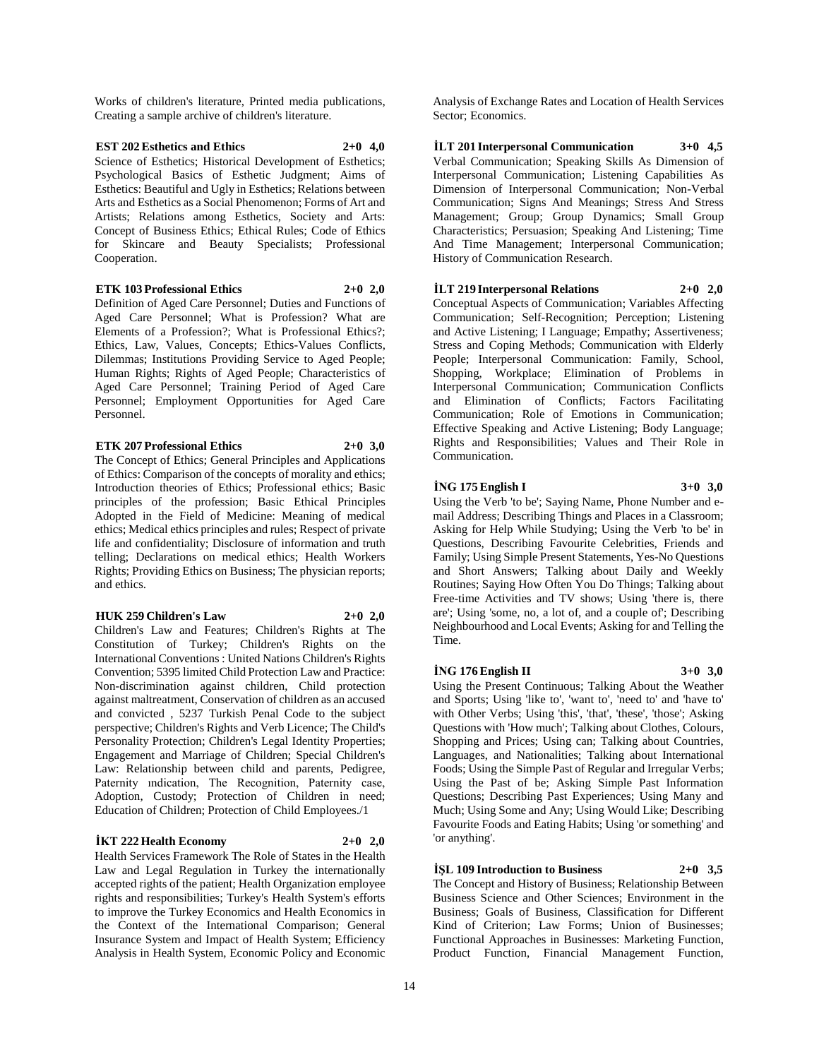Works of children's literature, Printed media publications, Creating a sample archive of children's literature.

**EST 202 Esthetics and Ethics 2+0 4,0**

Science of Esthetics; Historical Development of Esthetics; Psychological Basics of Esthetic Judgment; Aims of Esthetics: Beautiful and Ugly in Esthetics; Relations between Arts and Esthetics as a Social Phenomenon; Forms of Art and Artists; Relations among Esthetics, Society and Arts: Concept of Business Ethics; Ethical Rules; Code of Ethics for Skincare and Beauty Specialists; Professional Cooperation.

**ETK 103 Professional Ethics 2+0 2,0**

Definition of Aged Care Personnel; Duties and Functions of Aged Care Personnel; What is Profession? What are Elements of a Profession?; What is Professional Ethics?; Ethics, Law, Values, Concepts; Ethics-Values Conflicts, Dilemmas; Institutions Providing Service to Aged People; Human Rights; Rights of Aged People; Characteristics of Aged Care Personnel; Training Period of Aged Care Personnel; Employment Opportunities for Aged Care Personnel.

**ETK 207 Professional Ethics 2+0 3,0**

The Concept of Ethics; General Principles and Applications of Ethics: Comparison of the concepts of morality and ethics; Introduction theories of Ethics; Professional ethics; Basic principles of the profession; Basic Ethical Principles Adopted in the Field of Medicine: Meaning of medical ethics; Medical ethics principles and rules; Respect of private life and confidentiality; Disclosure of information and truth telling; Declarations on medical ethics; Health Workers Rights; Providing Ethics on Business; The physician reports; and ethics.

**HUK 259 Children's Law 2+0 2,0**

Children's Law and Features; Children's Rights at The Constitution of Turkey; Children's Rights on the International Conventions : United Nations Children's Rights Convention; 5395 limited Child Protection Law and Practice: Non-discrimination against children, Child protection against maltreatment, Conservation of children as an accused and convicted , 5237 Turkish Penal Code to the subject perspective; Children's Rights and Verb Licence; The Child's Personality Protection; Children's Legal Identity Properties; Engagement and Marriage of Children; Special Children's Law: Relationship between child and parents, Pedigree, Paternity ındication, The Recognition, Paternity case, Adoption, Custody; Protection of Children in need; Education of Children; Protection of Child Employees./1

**İKT 222 Health Economy 2+0 2,0**

Health Services Framework The Role of States in the Health Law and Legal Regulation in Turkey the internationally accepted rights of the patient; Health Organization employee rights and responsibilities; Turkey's Health System's efforts to improve the Turkey Economics and Health Economics in the Context of the International Comparison; General Insurance System and Impact of Health System; Efficiency Analysis in Health System, Economic Policy and Economic Analysis of Exchange Rates and Location of Health Services Sector; Economics.

**İLT 201 Interpersonal Communication 3+0 4,5**

Verbal Communication; Speaking Skills As Dimension of Interpersonal Communication; Listening Capabilities As Dimension of Interpersonal Communication; Non-Verbal Communication; Signs And Meanings; Stress And Stress Management; Group; Group Dynamics; Small Group Characteristics; Persuasion; Speaking And Listening; Time And Time Management; Interpersonal Communication; History of Communication Research.

**İLT 219 Interpersonal Relations 2+0 2,0**

Conceptual Aspects of Communication; Variables Affecting Communication; Self-Recognition; Perception; Listening and Active Listening; I Language; Empathy; Assertiveness; Stress and Coping Methods; Communication with Elderly People; Interpersonal Communication: Family, School, Shopping, Workplace; Elimination of Problems in Interpersonal Communication; Communication Conflicts and Elimination of Conflicts; Factors Facilitating Communication; Role of Emotions in Communication; Effective Speaking and Active Listening; Body Language; Rights and Responsibilities; Values and Their Role in Communication.

**İNG 175 English I 3+0 3,0**

Using the Verb 'to be'; Saying Name, Phone Number and e-mail Address; Describing Things and Places in a Classroom; Asking for Help While Studying; Using the Verb 'to be' in Questions, Describing Favourite Celebrities, Friends and Family; Using Simple Present Statements, Yes-No Questions and Short Answers; Talking about Daily and Weekly Routines; Saying How Often You Do Things; Talking about Free-time Activities and TV shows; Using 'there is, there are'; Using 'some, no, a lot of, and a couple of'; Describing Neighbourhood and Local Events; Asking for and Telling the Time.

**İNG 176 English II 3+0 3,0**

Using the Present Continuous; Talking About the Weather and Sports; Using 'like to', 'want to', 'need to' and 'have to' with Other Verbs; Using 'this', 'that', 'these', 'those'; Asking Questions with 'How much'; Talking about Clothes, Colours, Shopping and Prices; Using can; Talking about Countries, Languages, and Nationalities; Talking about International Foods; Using the Simple Past of Regular and Irregular Verbs; Using the Past of be; Asking Simple Past Information Questions; Describing Past Experiences; Using Many and Much; Using Some and Any; Using Would Like; Describing Favourite Foods and Eating Habits; Using 'or something' and 'or anything'.

**İŞL 109 Introduction to Business 2+0 3,5**

The Concept and History of Business; Relationship Between Business Science and Other Sciences; Environment in the Business; Goals of Business, Classification for Different Kind of Criterion; Law Forms; Union of Businesses; Functional Approaches in Businesses: Marketing Function, Product Function, Financial Management Function,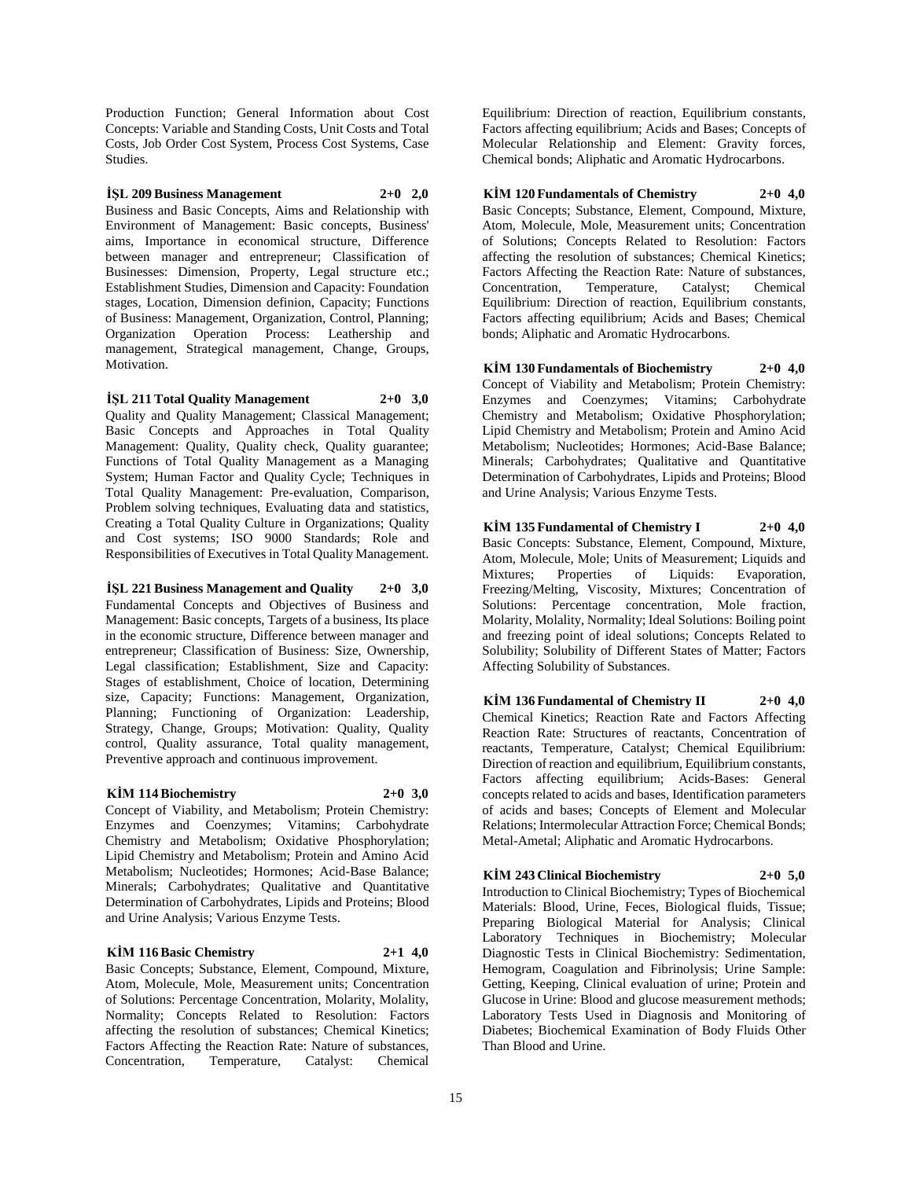Production Function; General Information about Cost Concepts: Variable and Standing Costs, Unit Costs and Total Costs, Job Order Cost System, Process Cost Systems, Case Studies.

**İŞL 209 Business Management 2+0 2,0**

Business and Basic Concepts, Aims and Relationship with Environment of Management: Basic concepts, Business' aims, Importance in economical structure, Difference between manager and entrepreneur; Classification of Businesses: Dimension, Property, Legal structure etc.; Establishment Studies, Dimension and Capacity: Foundation stages, Location, Dimension definion, Capacity; Functions of Business: Management, Organization, Control, Planning; Organization Operation Process: Leathership and management, Strategical management, Change, Groups, Motivation.

**İŞL 211 Total Quality Management 2+0 3,0**

Quality and Quality Management; Classical Management; Basic Concepts and Approaches in Total Quality Management: Quality, Quality check, Quality guarantee; Functions of Total Quality Management as a Managing System; Human Factor and Quality Cycle; Techniques in Total Quality Management: Pre-evaluation, Comparison, Problem solving techniques, Evaluating data and statistics, Creating a Total Quality Culture in Organizations; Quality and Cost systems; ISO 9000 Standards; Role and Responsibilities of Executives in Total Quality Management.

**İŞL 221 Business Management and Quality 2+0 3,0**

Fundamental Concepts and Objectives of Business and Management: Basic concepts, Targets of a business, Its place in the economic structure, Difference between manager and entrepreneur; Classification of Business: Size, Ownership, Legal classification; Establishment, Size and Capacity: Stages of establishment, Choice of location, Determining size, Capacity; Functions: Management, Organization, Planning; Functioning of Organization: Leadership, Strategy, Change, Groups; Motivation: Quality, Quality control, Quality assurance, Total quality management, Preventive approach and continuous improvement.

**KİM 114 Biochemistry 2+0 3,0**

Concept of Viability, and Metabolism; Protein Chemistry: Enzymes and Coenzymes; Vitamins; Carbohydrate Chemistry and Metabolism; Oxidative Phosphorylation; Lipid Chemistry and Metabolism; Protein and Amino Acid Metabolism; Nucleotides; Hormones; Acid-Base Balance; Minerals; Carbohydrates; Qualitative and Quantitative Determination of Carbohydrates, Lipids and Proteins; Blood and Urine Analysis; Various Enzyme Tests.

**KİM 116 Basic Chemistry 2+1 4,0**

Basic Concepts; Substance, Element, Compound, Mixture, Atom, Molecule, Mole, Measurement units; Concentration of Solutions: Percentage Concentration, Molarity, Molality, Normality; Concepts Related to Resolution: Factors affecting the resolution of substances; Chemical Kinetics; Factors Affecting the Reaction Rate: Nature of substances, Concentration, Temperature, Catalyst: Chemical Equilibrium: Direction of reaction, Equilibrium constants, Factors affecting equilibrium; Acids and Bases; Concepts of Molecular Relationship and Element: Gravity forces, Chemical bonds; Aliphatic and Aromatic Hydrocarbons.

**KİM 120 Fundamentals of Chemistry 2+0 4,0**

Basic Concepts; Substance, Element, Compound, Mixture, Atom, Molecule, Mole, Measurement units; Concentration of Solutions; Concepts Related to Resolution: Factors affecting the resolution of substances; Chemical Kinetics; Factors Affecting the Reaction Rate: Nature of substances, Concentration, Temperature, Catalyst; Chemical Equilibrium: Direction of reaction, Equilibrium constants, Factors affecting equilibrium; Acids and Bases; Chemical bonds; Aliphatic and Aromatic Hydrocarbons.

**KİM 130 Fundamentals of Biochemistry 2+0 4,0**

Concept of Viability and Metabolism; Protein Chemistry: Enzymes and Coenzymes; Vitamins; Carbohydrate Chemistry and Metabolism; Oxidative Phosphorylation; Lipid Chemistry and Metabolism; Protein and Amino Acid Metabolism; Nucleotides; Hormones; Acid-Base Balance; Minerals; Carbohydrates; Qualitative and Quantitative Determination of Carbohydrates, Lipids and Proteins; Blood and Urine Analysis; Various Enzyme Tests.

**KİM 135 Fundamental of Chemistry I 2+0 4,0**

Basic Concepts: Substance, Element, Compound, Mixture, Atom, Molecule, Mole; Units of Measurement; Liquids and Mixtures; Properties of Liquids: Evaporation, Freezing/Melting, Viscosity, Mixtures; Concentration of Solutions: Percentage concentration, Mole fraction, Molarity, Molality, Normality; Ideal Solutions: Boiling point and freezing point of ideal solutions; Concepts Related to Solubility; Solubility of Different States of Matter; Factors Affecting Solubility of Substances.

**KİM 136 Fundamental of Chemistry II 2+0 4,0**

Chemical Kinetics; Reaction Rate and Factors Affecting Reaction Rate: Structures of reactants, Concentration of reactants, Temperature, Catalyst; Chemical Equilibrium: Direction of reaction and equilibrium, Equilibrium constants, Factors affecting equilibrium; Acids-Bases: General concepts related to acids and bases, Identification parameters of acids and bases; Concepts of Element and Molecular Relations; Intermolecular Attraction Force; Chemical Bonds; Metal-Ametal; Aliphatic and Aromatic Hydrocarbons.

**KİM 243 Clinical Biochemistry 2+0 5,0**

Introduction to Clinical Biochemistry; Types of Biochemical Materials: Blood, Urine, Feces, Biological fluids, Tissue; Preparing Biological Material for Analysis; Clinical Laboratory Techniques in Biochemistry; Molecular Diagnostic Tests in Clinical Biochemistry: Sedimentation, Hemogram, Coagulation and Fibrinolysis; Urine Sample: Getting, Keeping, Clinical evaluation of urine; Protein and Glucose in Urine: Blood and glucose measurement methods; Laboratory Tests Used in Diagnosis and Monitoring of Diabetes; Biochemical Examination of Body Fluids Other Than Blood and Urine.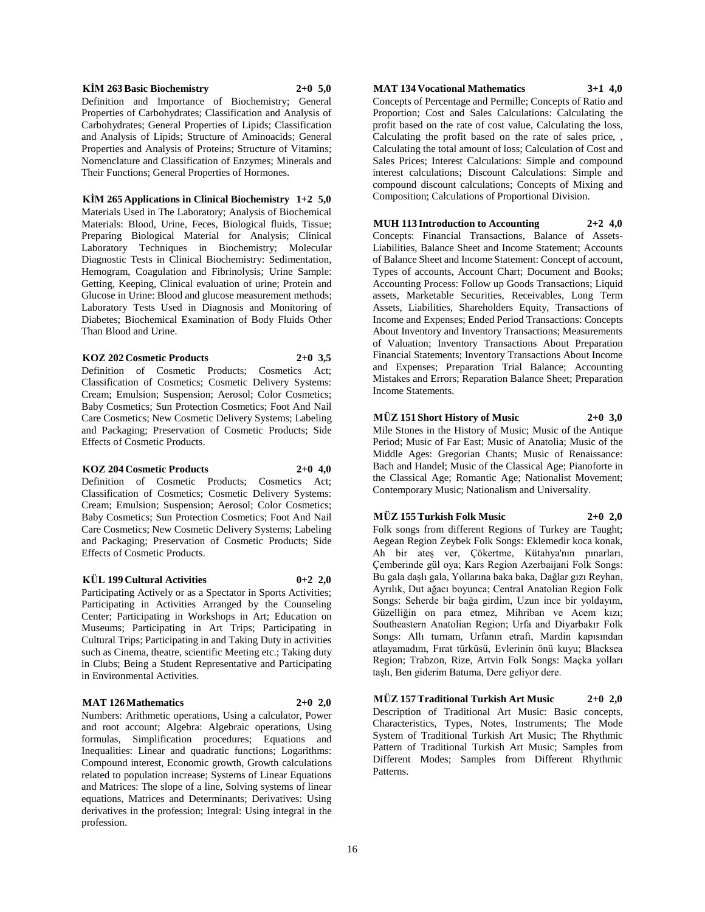**KİM 263 Basic Biochemistry 2+0 5,0**

Definition and Importance of Biochemistry; General Properties of Carbohydrates; Classification and Analysis of Carbohydrates; General Properties of Lipids; Classification and Analysis of Lipids; Structure of Aminoacids; General Properties and Analysis of Proteins; Structure of Vitamins; Nomenclature and Classification of Enzymes; Minerals and Their Functions; General Properties of Hormones.

**KİM 265 Applications in Clinical Biochemistry 1+2 5,0**

Materials Used in The Laboratory; Analysis of Biochemical Materials: Blood, Urine, Feces, Biological fluids, Tissue; Preparing Biological Material for Analysis; Clinical Laboratory Techniques in Biochemistry; Molecular Diagnostic Tests in Clinical Biochemistry: Sedimentation, Hemogram, Coagulation and Fibrinolysis; Urine Sample: Getting, Keeping, Clinical evaluation of urine; Protein and Glucose in Urine: Blood and glucose measurement methods; Laboratory Tests Used in Diagnosis and Monitoring of Diabetes; Biochemical Examination of Body Fluids Other Than Blood and Urine.

**KOZ 202 Cosmetic Products 2+0 3,5**

Definition of Cosmetic Products; Cosmetics Act; Classification of Cosmetics; Cosmetic Delivery Systems: Cream; Emulsion; Suspension; Aerosol; Color Cosmetics; Baby Cosmetics; Sun Protection Cosmetics; Foot And Nail Care Cosmetics; New Cosmetic Delivery Systems; Labeling and Packaging; Preservation of Cosmetic Products; Side Effects of Cosmetic Products.

**KOZ 204 Cosmetic Products 2+0 4,0**

Definition of Cosmetic Products; Cosmetics Act; Classification of Cosmetics; Cosmetic Delivery Systems: Cream; Emulsion; Suspension; Aerosol; Color Cosmetics; Baby Cosmetics; Sun Protection Cosmetics; Foot And Nail Care Cosmetics; New Cosmetic Delivery Systems; Labeling and Packaging; Preservation of Cosmetic Products; Side Effects of Cosmetic Products.

**KÜL 199 Cultural Activities 0+2 2,0**

Participating Actively or as a Spectator in Sports Activities; Participating in Activities Arranged by the Counseling Center; Participating in Workshops in Art; Education on Museums; Participating in Art Trips; Participating in Cultural Trips; Participating in and Taking Duty in activities such as Cinema, theatre, scientific Meeting etc.; Taking duty in Clubs; Being a Student Representative and Participating in Environmental Activities.

**MAT 126 Mathematics 2+0 2,0**

Numbers: Arithmetic operations, Using a calculator, Power and root account; Algebra: Algebraic operations, Using formulas, Simplification procedures; Equations and Inequalities: Linear and quadratic functions; Logarithms: Compound interest, Economic growth, Growth calculations related to population increase; Systems of Linear Equations and Matrices: The slope of a line, Solving systems of linear equations, Matrices and Determinants; Derivatives: Using derivatives in the profession; Integral: Using integral in the profession.

**MAT 134 Vocational Mathematics 3+1 4,0**

Concepts of Percentage and Permille; Concepts of Ratio and Proportion; Cost and Sales Calculations: Calculating the profit based on the rate of cost value, Calculating the loss, Calculating the profit based on the rate of sales price, , Calculating the total amount of loss; Calculation of Cost and Sales Prices; Interest Calculations: Simple and compound interest calculations; Discount Calculations: Simple and compound discount calculations; Concepts of Mixing and Composition; Calculations of Proportional Division.

**MUH 113 Introduction to Accounting 2+2 4,0**

Concepts: Financial Transactions, Balance of Assets-Liabilities, Balance Sheet and Income Statement; Accounts of Balance Sheet and Income Statement: Concept of account, Types of accounts, Account Chart; Document and Books; Accounting Process: Follow up Goods Transactions; Liquid assets, Marketable Securities, Receivables, Long Term Assets, Liabilities, Shareholders Equity, Transactions of Income and Expenses; Ended Period Transactions: Concepts About Inventory and Inventory Transactions; Measurements of Valuation; Inventory Transactions About Preparation Financial Statements; Inventory Transactions About Income and Expenses; Preparation Trial Balance; Accounting Mistakes and Errors; Reparation Balance Sheet; Preparation Income Statements.

**MÜZ 151 Short History of Music 2+0 3,0**

Mile Stones in the History of Music; Music of the Antique Period; Music of Far East; Music of Anatolia; Music of the Middle Ages: Gregorian Chants; Music of Renaissance: Bach and Handel; Music of the Classical Age; Pianoforte in the Classical Age; Romantic Age; Nationalist Movement; Contemporary Music; Nationalism and Universality.

**MÜZ 155 Turkish Folk Music 2+0 2,0**

Folk songs from different Regions of Turkey are Taught; Aegean Region Zeybek Folk Songs: Eklemedir koca konak, Ah bir ateş ver, Çökertme, Kütahya'nın pınarları, Çemberinde gül oya; Kars Region Azerbaijani Folk Songs: Bu gala daşlı gala, Yollarına baka baka, Dağlar gızı Reyhan, Ayrılık, Dut ağacı boyunca; Central Anatolian Region Folk Songs: Seherde bir bağa girdim, Uzun ince bir yoldayım, Güzelliğin on para etmez, Mihriban ve Acem kızı; Southeastern Anatolian Region; Urfa and Diyarbakır Folk Songs: Allı turnam, Urfanın etrafı, Mardin kapısından atlayamadım, Fırat türküsü, Evlerinin önü kuyu; Blacksea Region; Trabzon, Rize, Artvin Folk Songs: Maçka yolları taşlı, Ben giderim Batuma, Dere geliyor dere.

**MÜZ 157 Traditional Turkish Art Music 2+0 2,0**

Description of Traditional Art Music: Basic concepts, Characteristics, Types, Notes, Instruments; The Mode System of Traditional Turkish Art Music; The Rhythmic Pattern of Traditional Turkish Art Music; Samples from Different Modes; Samples from Different Rhythmic Patterns.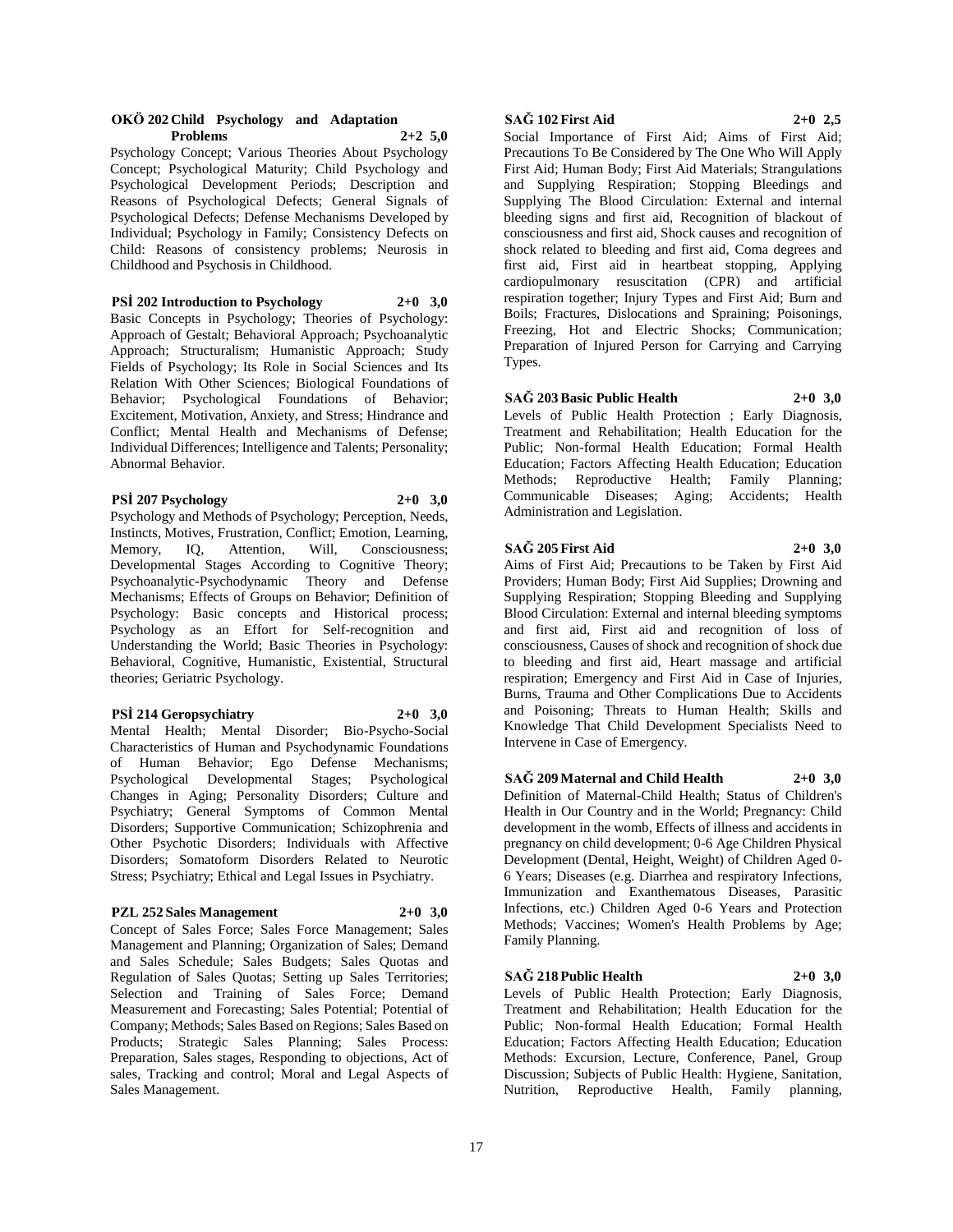**OKÖ 202 Child Psychology and Adaptation Problems 2+2 5,0**

Psychology Concept; Various Theories About Psychology Concept; Psychological Maturity; Child Psychology and Psychological Development Periods; Description and Reasons of Psychological Defects; General Signals of Psychological Defects; Defense Mechanisms Developed by Individual; Psychology in Family; Consistency Defects on Child: Reasons of consistency problems; Neurosis in Childhood and Psychosis in Childhood.

**PSİ 202 Introduction to Psychology 2+0 3,0**

Basic Concepts in Psychology; Theories of Psychology: Approach of Gestalt; Behavioral Approach; Psychoanalytic Approach; Structuralism; Humanistic Approach; Study Fields of Psychology; Its Role in Social Sciences and Its Relation With Other Sciences; Biological Foundations of Behavior; Psychological Foundations of Behavior; Excitement, Motivation, Anxiety, and Stress; Hindrance and Conflict; Mental Health and Mechanisms of Defense; Individual Differences; Intelligence and Talents; Personality; Abnormal Behavior.

**PSİ 207 Psychology 2+0 3,0**

Psychology and Methods of Psychology; Perception, Needs, Instincts, Motives, Frustration, Conflict; Emotion, Learning, Memory, IQ, Attention, Will, Consciousness; Developmental Stages According to Cognitive Theory; Psychoanalytic-Psychodynamic Theory and Defense Mechanisms; Effects of Groups on Behavior; Definition of Psychology: Basic concepts and Historical process; Psychology as an Effort for Self-recognition and Understanding the World; Basic Theories in Psychology: Behavioral, Cognitive, Humanistic, Existential, Structural theories; Geriatric Psychology.

**PSİ 214 Geropsychiatry 2+0 3,0**

Mental Health; Mental Disorder; Bio-Psycho-Social Characteristics of Human and Psychodynamic Foundations of Human Behavior; Ego Defense Mechanisms; Psychological Developmental Stages; Psychological Changes in Aging; Personality Disorders; Culture and Psychiatry; General Symptoms of Common Mental Disorders; Supportive Communication; Schizophrenia and Other Psychotic Disorders; Individuals with Affective Disorders; Somatoform Disorders Related to Neurotic Stress; Psychiatry; Ethical and Legal Issues in Psychiatry.

**PZL 252 Sales Management 2+0 3,0**

Concept of Sales Force; Sales Force Management; Sales Management and Planning; Organization of Sales; Demand and Sales Schedule; Sales Budgets; Sales Quotas and Regulation of Sales Quotas; Setting up Sales Territories; Selection and Training of Sales Force; Demand Measurement and Forecasting; Sales Potential; Potential of Company; Methods; Sales Based on Regions; Sales Based on Products; Strategic Sales Planning; Sales Process: Preparation, Sales stages, Responding to objections, Act of sales, Tracking and control; Moral and Legal Aspects of Sales Management.

**SAĞ 102 First Aid 2+0 2,5**

Social Importance of First Aid; Aims of First Aid; Precautions To Be Considered by The One Who Will Apply First Aid; Human Body; First Aid Materials; Strangulations and Supplying Respiration; Stopping Bleedings and Supplying The Blood Circulation: External and internal bleeding signs and first aid, Recognition of blackout of consciousness and first aid, Shock causes and recognition of shock related to bleeding and first aid, Coma degrees and first aid, First aid in heartbeat stopping, Applying cardiopulmonary resuscitation (CPR) and artificial respiration together; Injury Types and First Aid; Burn and Boils; Fractures, Dislocations and Spraining; Poisonings, Freezing, Hot and Electric Shocks; Communication; Preparation of Injured Person for Carrying and Carrying Types.

**SAĞ 203 Basic Public Health 2+0 3,0**

Levels of Public Health Protection ; Early Diagnosis, Treatment and Rehabilitation; Health Education for the Public; Non-formal Health Education; Formal Health Education; Factors Affecting Health Education; Education Methods; Reproductive Health; Family Planning; Communicable Diseases; Aging; Accidents; Health Administration and Legislation.

**SAĞ 205 First Aid 2+0 3,0**

Aims of First Aid; Precautions to be Taken by First Aid Providers; Human Body; First Aid Supplies; Drowning and Supplying Respiration; Stopping Bleeding and Supplying Blood Circulation: External and internal bleeding symptoms and first aid, First aid and recognition of loss of consciousness, Causes of shock and recognition of shock due to bleeding and first aid, Heart massage and artificial respiration; Emergency and First Aid in Case of Injuries, Burns, Trauma and Other Complications Due to Accidents and Poisoning; Threats to Human Health; Skills and Knowledge That Child Development Specialists Need to Intervene in Case of Emergency.

**SAĞ 209 Maternal and Child Health 2+0 3,0**

Definition of Maternal-Child Health; Status of Children's Health in Our Country and in the World; Pregnancy: Child development in the womb, Effects of illness and accidents in pregnancy on child development; 0-6 Age Children Physical Development (Dental, Height, Weight) of Children Aged 0-6 Years; Diseases (e.g. Diarrhea and respiratory Infections, Immunization and Exanthematous Diseases, Parasitic Infections, etc.) Children Aged 0-6 Years and Protection Methods; Vaccines; Women's Health Problems by Age; Family Planning.

**SAĞ 218 Public Health 2+0 3,0**

Levels of Public Health Protection; Early Diagnosis, Treatment and Rehabilitation; Health Education for the Public; Non-formal Health Education; Formal Health Education; Factors Affecting Health Education; Education Methods: Excursion, Lecture, Conference, Panel, Group Discussion; Subjects of Public Health: Hygiene, Sanitation, Nutrition, Reproductive Health, Family planning,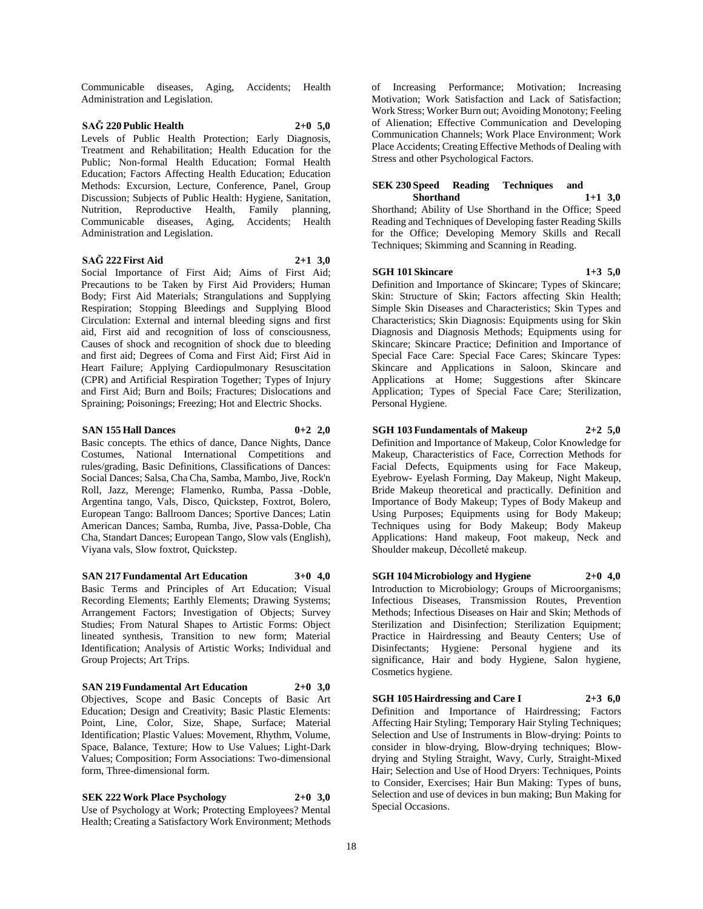Communicable diseases, Aging, Accidents; Health Administration and Legislation.

**SAĞ 220 Public Health 2+0 5,0**

Levels of Public Health Protection; Early Diagnosis, Treatment and Rehabilitation; Health Education for the Public; Non-formal Health Education; Formal Health Education; Factors Affecting Health Education; Education Methods: Excursion, Lecture, Conference, Panel, Group Discussion; Subjects of Public Health: Hygiene, Sanitation, Nutrition, Reproductive Health, Family planning, Communicable diseases, Aging, Accidents; Health Administration and Legislation.

**SAĞ 222 First Aid 2+1 3,0**

Social Importance of First Aid; Aims of First Aid; Precautions to be Taken by First Aid Providers; Human Body; First Aid Materials; Strangulations and Supplying Respiration; Stopping Bleedings and Supplying Blood Circulation: External and internal bleeding signs and first aid, First aid and recognition of loss of consciousness, Causes of shock and recognition of shock due to bleeding and first aid; Degrees of Coma and First Aid; First Aid in Heart Failure; Applying Cardiopulmonary Resuscitation (CPR) and Artificial Respiration Together; Types of Injury and First Aid; Burn and Boils; Fractures; Dislocations and Spraining; Poisonings; Freezing; Hot and Electric Shocks.

**SAN 155 Hall Dances 0+2 2,0**

Basic concepts. The ethics of dance, Dance Nights, Dance Costumes, National International Competitions and rules/grading, Basic Definitions, Classifications of Dances: Social Dances; Salsa, Cha Cha, Samba, Mambo, Jive, Rock'n Roll, Jazz, Merenge; Flamenko, Rumba, Passa -Doble, Argentina tango, Vals, Disco, Quickstep, Foxtrot, Bolero, European Tango: Ballroom Dances; Sportive Dances; Latin American Dances; Samba, Rumba, Jive, Passa-Doble, Cha Cha, Standart Dances; European Tango, Slow vals (English), Viyana vals, Slow foxtrot, Quickstep.

**SAN 217 Fundamental Art Education 3+0 4,0**

Basic Terms and Principles of Art Education; Visual Recording Elements; Earthly Elements; Drawing Systems; Arrangement Factors; Investigation of Objects; Survey Studies; From Natural Shapes to Artistic Forms: Object lineated synthesis, Transition to new form; Material Identification; Analysis of Artistic Works; Individual and Group Projects; Art Trips.

**SAN 219 Fundamental Art Education 2+0 3,0**

Objectives, Scope and Basic Concepts of Basic Art Education; Design and Creativity; Basic Plastic Elements: Point, Line, Color, Size, Shape, Surface; Material Identification; Plastic Values: Movement, Rhythm, Volume, Space, Balance, Texture; How to Use Values; Light-Dark Values; Composition; Form Associations: Two-dimensional form, Three-dimensional form.

**SEK 222 Work Place Psychology 2+0 3,0**

Use of Psychology at Work; Protecting Employees? Mental Health; Creating a Satisfactory Work Environment; Methods of Increasing Performance; Motivation; Increasing Motivation; Work Satisfaction and Lack of Satisfaction; Work Stress; Worker Burn out; Avoiding Monotony; Feeling of Alienation; Effective Communication and Developing Communication Channels; Work Place Environment; Work Place Accidents; Creating Effective Methods of Dealing with Stress and other Psychological Factors.

**SEK 230 Speed Reading Techniques and Shorthand 1+1 3,0**

Shorthand; Ability of Use Shorthand in the Office; Speed Reading and Techniques of Developing faster Reading Skills for the Office; Developing Memory Skills and Recall Techniques; Skimming and Scanning in Reading.

**SGH 101 Skincare 1+3 5,0**

Definition and Importance of Skincare; Types of Skincare; Skin: Structure of Skin; Factors affecting Skin Health; Simple Skin Diseases and Characteristics; Skin Types and Characteristics; Skin Diagnosis: Equipments using for Skin Diagnosis and Diagnosis Methods; Equipments using for Skincare; Skincare Practice; Definition and Importance of Special Face Care: Special Face Cares; Skincare Types: Skincare and Applications in Saloon, Skincare and Applications at Home; Suggestions after Skincare Application; Types of Special Face Care; Sterilization, Personal Hygiene.

**SGH 103 Fundamentals of Makeup 2+2 5,0**

Definition and Importance of Makeup, Color Knowledge for Makeup, Characteristics of Face, Correction Methods for Facial Defects, Equipments using for Face Makeup, Eyebrow- Eyelash Forming, Day Makeup, Night Makeup, Bride Makeup theoretical and practically. Definition and Importance of Body Makeup; Types of Body Makeup and Using Purposes; Equipments using for Body Makeup; Techniques using for Body Makeup; Body Makeup Applications: Hand makeup, Foot makeup, Neck and Shoulder makeup, Décolleté makeup.

**SGH 104 Microbiology and Hygiene 2+0 4,0**

Introduction to Microbiology; Groups of Microorganisms; Infectious Diseases, Transmission Routes, Prevention Methods; Infectious Diseases on Hair and Skin; Methods of Sterilization and Disinfection; Sterilization Equipment; Practice in Hairdressing and Beauty Centers; Use of Disinfectants; Hygiene: Personal hygiene and its significance, Hair and body Hygiene, Salon hygiene, Cosmetics hygiene.

**SGH 105 Hairdressing and Care I 2+3 6,0**

Definition and Importance of Hairdressing; Factors Affecting Hair Styling; Temporary Hair Styling Techniques; Selection and Use of Instruments in Blow-drying: Points to consider in blow-drying, Blow-drying techniques; Blow-drying and Styling Straight, Wavy, Curly, Straight-Mixed Hair; Selection and Use of Hood Dryers: Techniques, Points to Consider, Exercises; Hair Bun Making: Types of buns, Selection and use of devices in bun making; Bun Making for Special Occasions.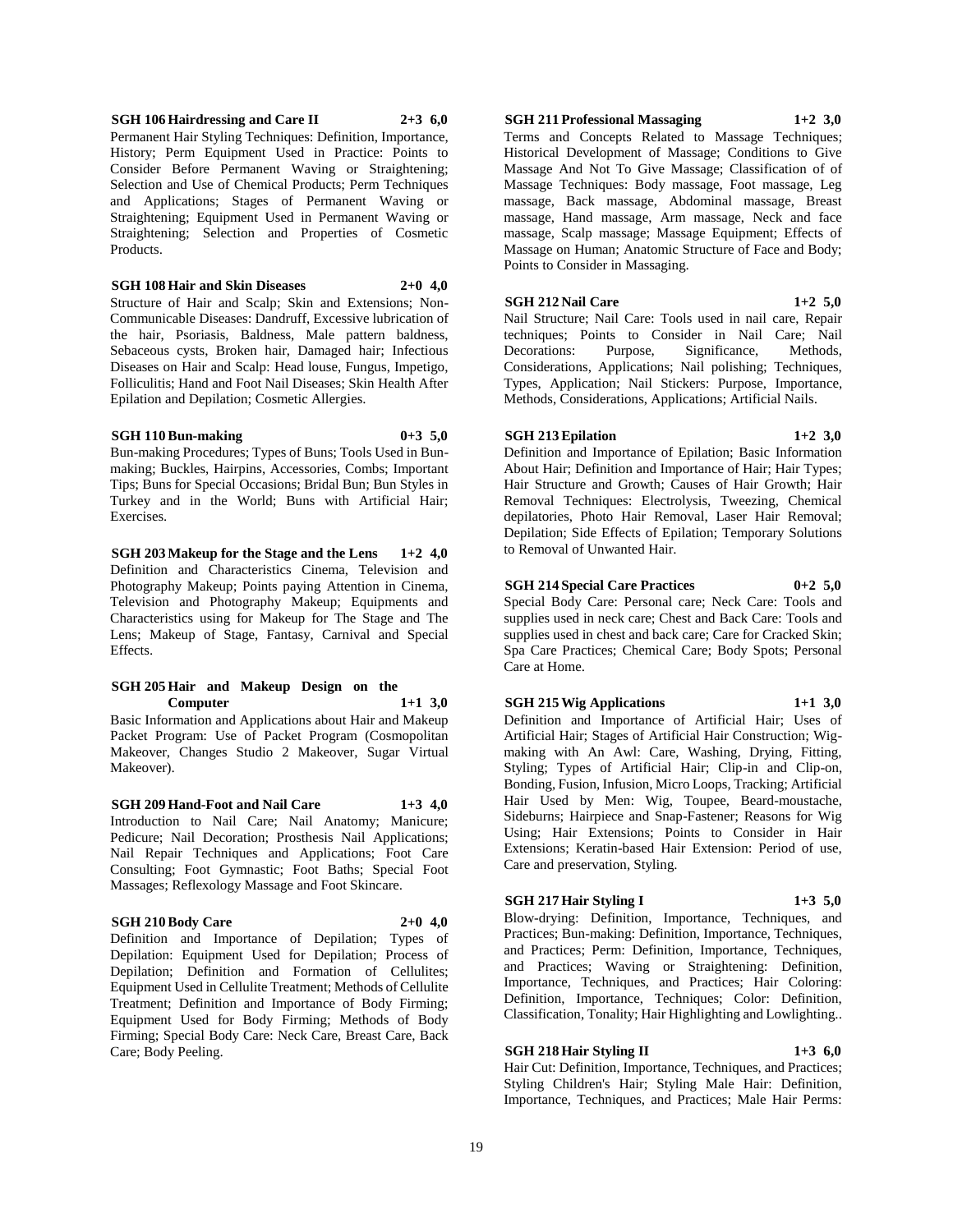**SGH 106 Hairdressing and Care II 2+3 6,0**

Permanent Hair Styling Techniques: Definition, Importance, History; Perm Equipment Used in Practice: Points to Consider Before Permanent Waving or Straightening; Selection and Use of Chemical Products; Perm Techniques and Applications; Stages of Permanent Waving or Straightening; Equipment Used in Permanent Waving or Straightening; Selection and Properties of Cosmetic Products.

**SGH 108 Hair and Skin Diseases 2+0 4,0**

Structure of Hair and Scalp; Skin and Extensions; Non-Communicable Diseases: Dandruff, Excessive lubrication of the hair, Psoriasis, Baldness, Male pattern baldness, Sebaceous cysts, Broken hair, Damaged hair; Infectious Diseases on Hair and Scalp: Head louse, Fungus, Impetigo, Folliculitis; Hand and Foot Nail Diseases; Skin Health After Epilation and Depilation; Cosmetic Allergies.

**SGH 110 Bun-making 0+3 5,0**

Bun-making Procedures; Types of Buns; Tools Used in Bun-making; Buckles, Hairpins, Accessories, Combs; Important Tips; Buns for Special Occasions; Bridal Bun; Bun Styles in Turkey and in the World; Buns with Artificial Hair; Exercises.

**SGH 203 Makeup for the Stage and the Lens 1+2 4,0**

Definition and Characteristics Cinema, Television and Photography Makeup; Points paying Attention in Cinema, Television and Photography Makeup; Equipments and Characteristics using for Makeup for The Stage and The Lens; Makeup of Stage, Fantasy, Carnival and Special Effects.

**SGH 205 Hair and Makeup Design on the Computer 1+1 3,0**

Basic Information and Applications about Hair and Makeup Packet Program: Use of Packet Program (Cosmopolitan Makeover, Changes Studio 2 Makeover, Sugar Virtual Makeover).

**SGH 209 Hand-Foot and Nail Care 1+3 4,0**

Introduction to Nail Care; Nail Anatomy; Manicure; Pedicure; Nail Decoration; Prosthesis Nail Applications; Nail Repair Techniques and Applications; Foot Care Consulting; Foot Gymnastic; Foot Baths; Special Foot Massages; Reflexology Massage and Foot Skincare.

**SGH 210 Body Care 2+0 4,0**

Definition and Importance of Depilation; Types of Depilation: Equipment Used for Depilation; Process of Depilation; Definition and Formation of Cellulites; Equipment Used in Cellulite Treatment; Methods of Cellulite Treatment; Definition and Importance of Body Firming; Equipment Used for Body Firming; Methods of Body Firming; Special Body Care: Neck Care, Breast Care, Back Care; Body Peeling.

**SGH 211 Professional Massaging 1+2 3,0**

Terms and Concepts Related to Massage Techniques; Historical Development of Massage; Conditions to Give Massage And Not To Give Massage; Classification of of Massage Techniques: Body massage, Foot massage, Leg massage, Back massage, Abdominal massage, Breast massage, Hand massage, Arm massage, Neck and face massage, Scalp massage; Massage Equipment; Effects of Massage on Human; Anatomic Structure of Face and Body; Points to Consider in Massaging.

**SGH 212 Nail Care 1+2 5,0**

Nail Structure; Nail Care: Tools used in nail care, Repair techniques; Points to Consider in Nail Care; Nail Decorations: Purpose, Significance, Methods, Considerations, Applications; Nail polishing; Techniques, Types, Application; Nail Stickers: Purpose, Importance, Methods, Considerations, Applications; Artificial Nails.

**SGH 213 Epilation 1+2 3,0**

Definition and Importance of Epilation; Basic Information About Hair; Definition and Importance of Hair; Hair Types; Hair Structure and Growth; Causes of Hair Growth; Hair Removal Techniques: Electrolysis, Tweezing, Chemical depilatories, Photo Hair Removal, Laser Hair Removal; Depilation; Side Effects of Epilation; Temporary Solutions to Removal of Unwanted Hair.

**SGH 214 Special Care Practices 0+2 5,0**

Special Body Care: Personal care; Neck Care: Tools and supplies used in neck care; Chest and Back Care: Tools and supplies used in chest and back care; Care for Cracked Skin; Spa Care Practices; Chemical Care; Body Spots; Personal Care at Home.

**SGH 215 Wig Applications 1+1 3,0**

Definition and Importance of Artificial Hair; Uses of Artificial Hair; Stages of Artificial Hair Construction; Wig-making with An Awl: Care, Washing, Drying, Fitting, Styling; Types of Artificial Hair; Clip-in and Clip-on, Bonding, Fusion, Infusion, Micro Loops, Tracking; Artificial Hair Used by Men: Wig, Toupee, Beard-moustache, Sideburns; Hairpiece and Snap-Fastener; Reasons for Wig Using; Hair Extensions; Points to Consider in Hair Extensions; Keratin-based Hair Extension: Period of use, Care and preservation, Styling.

**SGH 217 Hair Styling I 1+3 5,0**

Blow-drying: Definition, Importance, Techniques, and Practices; Bun-making: Definition, Importance, Techniques, and Practices; Perm: Definition, Importance, Techniques, and Practices; Waving or Straightening: Definition, Importance, Techniques, and Practices; Hair Coloring: Definition, Importance, Techniques; Color: Definition, Classification, Tonality; Hair Highlighting and Lowlighting..

**SGH 218 Hair Styling II 1+3 6,0**

Hair Cut: Definition, Importance, Techniques, and Practices; Styling Children's Hair; Styling Male Hair: Definition, Importance, Techniques, and Practices; Male Hair Perms: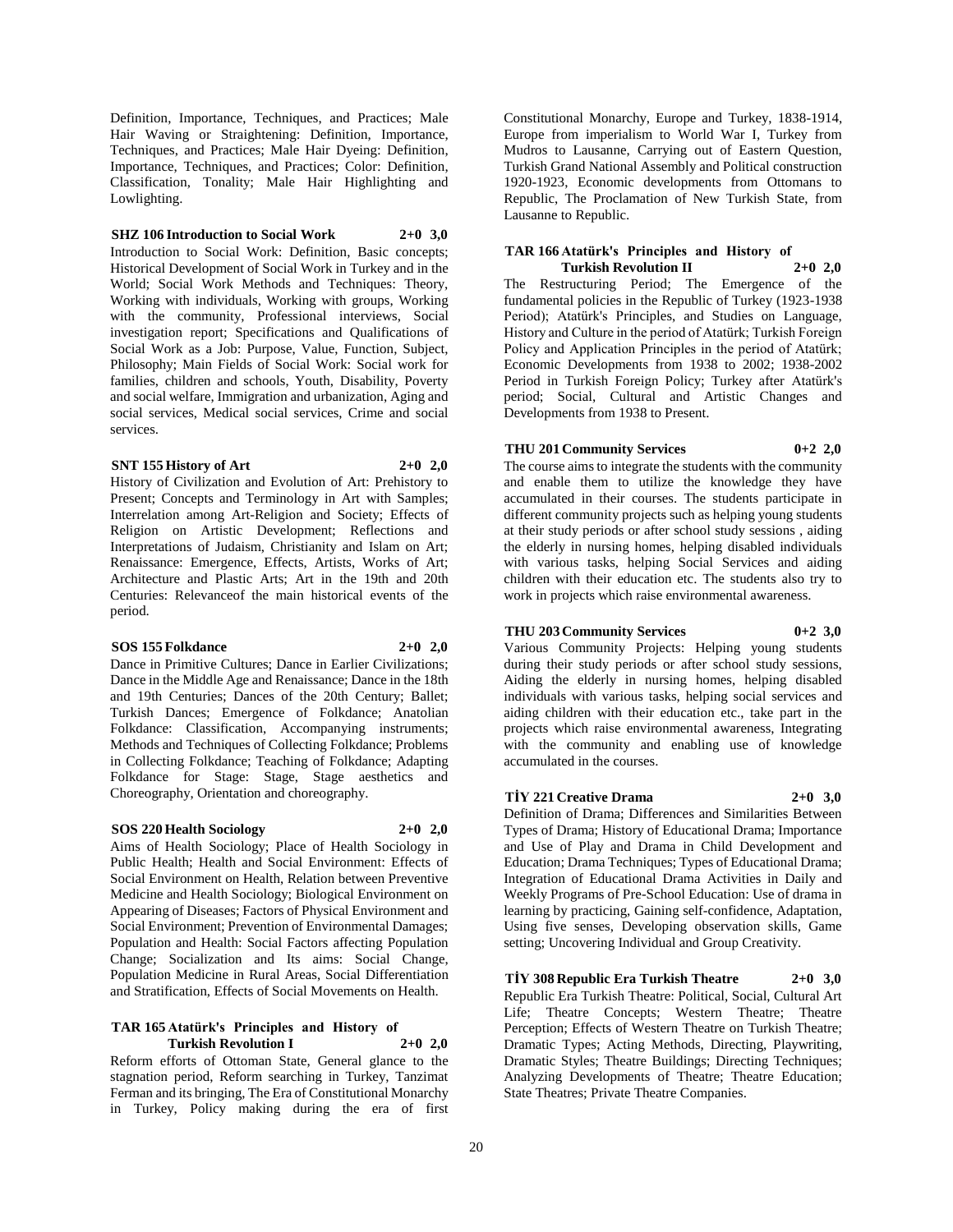Definition, Importance, Techniques, and Practices; Male Hair Waving or Straightening: Definition, Importance, Techniques, and Practices; Male Hair Dyeing: Definition, Importance, Techniques, and Practices; Color: Definition, Classification, Tonality; Male Hair Highlighting and Lowlighting.

**SHZ 106 Introduction to Social Work 2+0 3,0**

Introduction to Social Work: Definition, Basic concepts; Historical Development of Social Work in Turkey and in the World; Social Work Methods and Techniques: Theory, Working with individuals, Working with groups, Working with the community, Professional interviews, Social investigation report; Specifications and Qualifications of Social Work as a Job: Purpose, Value, Function, Subject, Philosophy; Main Fields of Social Work: Social work for families, children and schools, Youth, Disability, Poverty and social welfare, Immigration and urbanization, Aging and social services, Medical social services, Crime and social services.

**SNT 155 History of Art 2+0 2,0**

History of Civilization and Evolution of Art: Prehistory to Present; Concepts and Terminology in Art with Samples; Interrelation among Art-Religion and Society; Effects of Religion on Artistic Development; Reflections and Interpretations of Judaism, Christianity and Islam on Art; Renaissance: Emergence, Effects, Artists, Works of Art; Architecture and Plastic Arts; Art in the 19th and 20th Centuries: Relevanceof the main historical events of the period.

**SOS 155 Folkdance 2+0 2,0**

Dance in Primitive Cultures; Dance in Earlier Civilizations; Dance in the Middle Age and Renaissance; Dance in the 18th and 19th Centuries; Dances of the 20th Century; Ballet; Turkish Dances; Emergence of Folkdance; Anatolian Folkdance: Classification, Accompanying instruments; Methods and Techniques of Collecting Folkdance; Problems in Collecting Folkdance; Teaching of Folkdance; Adapting Folkdance for Stage: Stage, Stage aesthetics and Choreography, Orientation and choreography.

**SOS 220 Health Sociology 2+0 2,0**

Aims of Health Sociology; Place of Health Sociology in Public Health; Health and Social Environment: Effects of Social Environment on Health, Relation between Preventive Medicine and Health Sociology; Biological Environment on Appearing of Diseases; Factors of Physical Environment and Social Environment; Prevention of Environmental Damages; Population and Health: Social Factors affecting Population Change; Socialization and Its aims: Social Change, Population Medicine in Rural Areas, Social Differentiation and Stratification, Effects of Social Movements on Health.

**TAR 165 Atatürk's Principles and History of Turkish Revolution I 2+0 2,0**

Reform efforts of Ottoman State, General glance to the stagnation period, Reform searching in Turkey, Tanzimat Ferman and its bringing, The Era of Constitutional Monarchy in Turkey, Policy making during the era of first Constitutional Monarchy, Europe and Turkey, 1838-1914, Europe from imperialism to World War I, Turkey from Mudros to Lausanne, Carrying out of Eastern Question, Turkish Grand National Assembly and Political construction 1920-1923, Economic developments from Ottomans to Republic, The Proclamation of New Turkish State, from Lausanne to Republic.

**TAR 166 Atatürk's Principles and History of Turkish Revolution II 2+0 2,0**

The Restructuring Period; The Emergence of the fundamental policies in the Republic of Turkey (1923-1938 Period); Atatürk's Principles, and Studies on Language, History and Culture in the period of Atatürk; Turkish Foreign Policy and Application Principles in the period of Atatürk; Economic Developments from 1938 to 2002; 1938-2002 Period in Turkish Foreign Policy; Turkey after Atatürk's period; Social, Cultural and Artistic Changes and Developments from 1938 to Present.

**THU 201 Community Services 0+2 2,0**

The course aims to integrate the students with the community and enable them to utilize the knowledge they have accumulated in their courses. The students participate in different community projects such as helping young students at their study periods or after school study sessions , aiding the elderly in nursing homes, helping disabled individuals with various tasks, helping Social Services and aiding children with their education etc. The students also try to work in projects which raise environmental awareness.

**THU 203 Community Services 0+2 3,0**

Various Community Projects: Helping young students during their study periods or after school study sessions, Aiding the elderly in nursing homes, helping disabled individuals with various tasks, helping social services and aiding children with their education etc., take part in the projects which raise environmental awareness, Integrating with the community and enabling use of knowledge accumulated in the courses.

**TİY 221 Creative Drama 2+0 3,0**

Definition of Drama; Differences and Similarities Between Types of Drama; History of Educational Drama; Importance and Use of Play and Drama in Child Development and Education; Drama Techniques; Types of Educational Drama; Integration of Educational Drama Activities in Daily and Weekly Programs of Pre-School Education: Use of drama in learning by practicing, Gaining self-confidence, Adaptation, Using five senses, Developing observation skills, Game setting; Uncovering Individual and Group Creativity.

**TİY 308 Republic Era Turkish Theatre 2+0 3,0**

Republic Era Turkish Theatre: Political, Social, Cultural Art Life; Theatre Concepts; Western Theatre; Theatre Perception; Effects of Western Theatre on Turkish Theatre; Dramatic Types; Acting Methods, Directing, Playwriting, Dramatic Styles; Theatre Buildings; Directing Techniques; Analyzing Developments of Theatre; Theatre Education; State Theatres; Private Theatre Companies.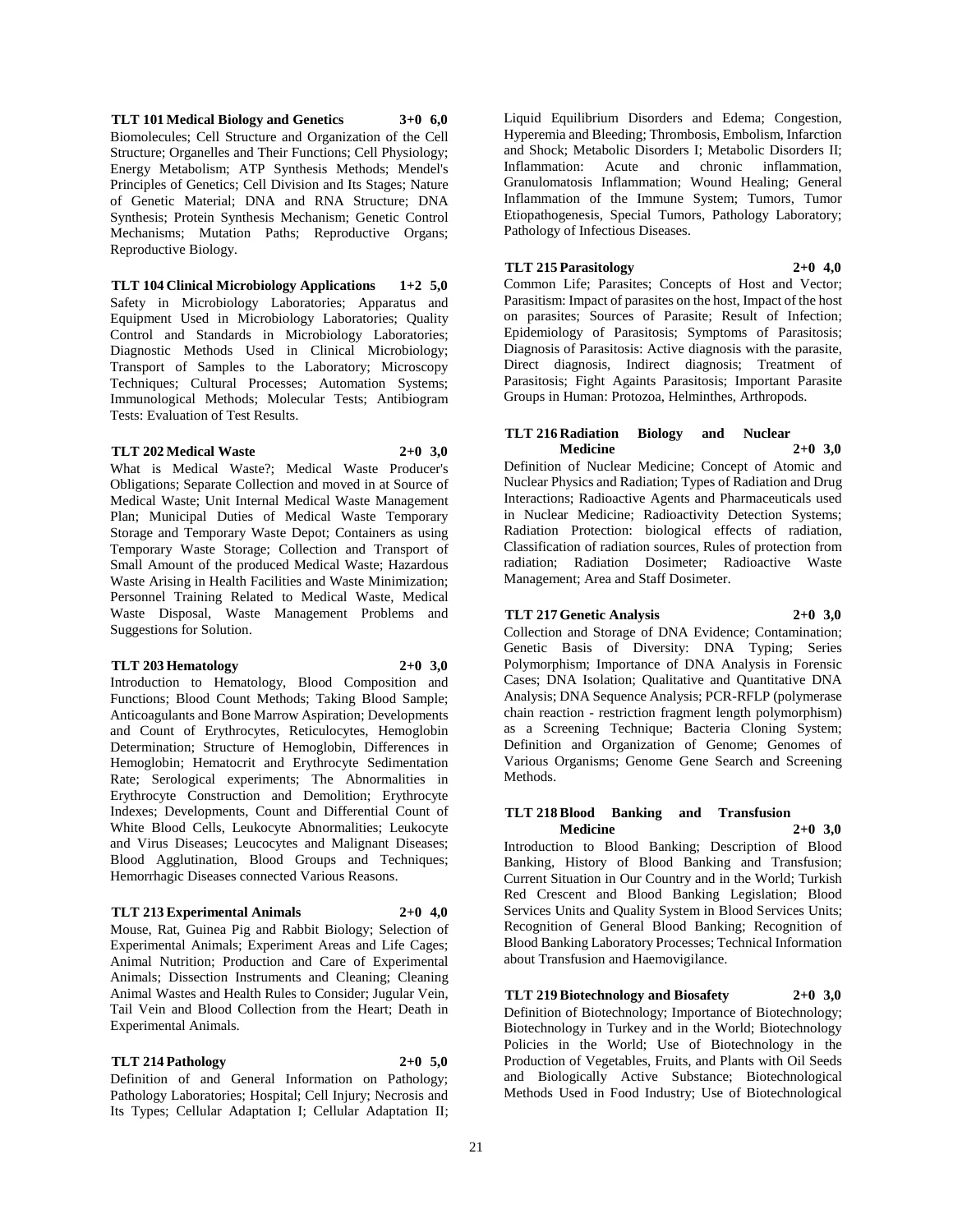**TLT 101 Medical Biology and Genetics 3+0 6,0**

Biomolecules; Cell Structure and Organization of the Cell Structure; Organelles and Their Functions; Cell Physiology; Energy Metabolism; ATP Synthesis Methods; Mendel's Principles of Genetics; Cell Division and Its Stages; Nature of Genetic Material; DNA and RNA Structure; DNA Synthesis; Protein Synthesis Mechanism; Genetic Control Mechanisms; Mutation Paths; Reproductive Organs; Reproductive Biology.

**TLT 104 Clinical Microbiology Applications 1+2 5,0**

Safety in Microbiology Laboratories; Apparatus and Equipment Used in Microbiology Laboratories; Quality Control and Standards in Microbiology Laboratories; Diagnostic Methods Used in Clinical Microbiology; Transport of Samples to the Laboratory; Microscopy Techniques; Cultural Processes; Automation Systems; Immunological Methods; Molecular Tests; Antibiogram Tests: Evaluation of Test Results.

**TLT 202 Medical Waste 2+0 3,0**

What is Medical Waste?; Medical Waste Producer's Obligations; Separate Collection and moved in at Source of Medical Waste; Unit Internal Medical Waste Management Plan; Municipal Duties of Medical Waste Temporary Storage and Temporary Waste Depot; Containers as using Temporary Waste Storage; Collection and Transport of Small Amount of the produced Medical Waste; Hazardous Waste Arising in Health Facilities and Waste Minimization; Personnel Training Related to Medical Waste, Medical Waste Disposal, Waste Management Problems and Suggestions for Solution.

**TLT 203 Hematology 2+0 3,0**

Introduction to Hematology, Blood Composition and Functions; Blood Count Methods; Taking Blood Sample; Anticoagulants and Bone Marrow Aspiration; Developments and Count of Erythrocytes, Reticulocytes, Hemoglobin Determination; Structure of Hemoglobin, Differences in Hemoglobin; Hematocrit and Erythrocyte Sedimentation Rate; Serological experiments; The Abnormalities in Erythrocyte Construction and Demolition; Erythrocyte Indexes; Developments, Count and Differential Count of White Blood Cells, Leukocyte Abnormalities; Leukocyte and Virus Diseases; Leucocytes and Malignant Diseases; Blood Agglutination, Blood Groups and Techniques; Hemorrhagic Diseases connected Various Reasons.

**TLT 213 Experimental Animals 2+0 4,0**

Mouse, Rat, Guinea Pig and Rabbit Biology; Selection of Experimental Animals; Experiment Areas and Life Cages; Animal Nutrition; Production and Care of Experimental Animals; Dissection Instruments and Cleaning; Cleaning Animal Wastes and Health Rules to Consider; Jugular Vein, Tail Vein and Blood Collection from the Heart; Death in Experimental Animals.

**TLT 214 Pathology 2+0 5,0**

Definition of and General Information on Pathology; Pathology Laboratories; Hospital; Cell Injury; Necrosis and Its Types; Cellular Adaptation I; Cellular Adaptation II; Liquid Equilibrium Disorders and Edema; Congestion, Hyperemia and Bleeding; Thrombosis, Embolism, Infarction and Shock; Metabolic Disorders I; Metabolic Disorders II; Inflammation: Acute and chronic inflammation, Granulomatosis Inflammation; Wound Healing; General Inflammation of the Immune System; Tumors, Tumor Etiopathogenesis, Special Tumors, Pathology Laboratory; Pathology of Infectious Diseases.

**TLT 215 Parasitology 2+0 4,0**

Common Life; Parasites; Concepts of Host and Vector; Parasitism: Impact of parasites on the host, Impact of the host on parasites; Sources of Parasite; Result of Infection; Epidemiology of Parasitosis; Symptoms of Parasitosis; Diagnosis of Parasitosis: Active diagnosis with the parasite, Direct diagnosis, Indirect diagnosis; Treatment of Parasitosis; Fight Againts Parasitosis; Important Parasite Groups in Human: Protozoa, Helminthes, Arthropods.

**TLT 216 Radiation Biology and Nuclear Medicine 2+0 3,0**

Definition of Nuclear Medicine; Concept of Atomic and Nuclear Physics and Radiation; Types of Radiation and Drug Interactions; Radioactive Agents and Pharmaceuticals used in Nuclear Medicine; Radioactivity Detection Systems; Radiation Protection: biological effects of radiation, Classification of radiation sources, Rules of protection from radiation; Radiation Dosimeter; Radioactive Waste Management; Area and Staff Dosimeter.

**TLT 217 Genetic Analysis 2+0 3,0**

Collection and Storage of DNA Evidence; Contamination; Genetic Basis of Diversity: DNA Typing; Series Polymorphism; Importance of DNA Analysis in Forensic Cases; DNA Isolation; Qualitative and Quantitative DNA Analysis; DNA Sequence Analysis; PCR-RFLP (polymerase chain reaction - restriction fragment length polymorphism) as a Screening Technique; Bacteria Cloning System; Definition and Organization of Genome; Genomes of Various Organisms; Genome Gene Search and Screening Methods.

**TLT 218 Blood Banking and Transfusion Medicine 2+0 3,0**

Introduction to Blood Banking; Description of Blood Banking, History of Blood Banking and Transfusion; Current Situation in Our Country and in the World; Turkish Red Crescent and Blood Banking Legislation; Blood Services Units and Quality System in Blood Services Units; Recognition of General Blood Banking; Recognition of Blood Banking Laboratory Processes; Technical Information about Transfusion and Haemovigilance.

**TLT 219 Biotechnology and Biosafety 2+0 3,0**

Definition of Biotechnology; Importance of Biotechnology; Biotechnology in Turkey and in the World; Biotechnology Policies in the World; Use of Biotechnology in the Production of Vegetables, Fruits, and Plants with Oil Seeds and Biologically Active Substance; Biotechnological Methods Used in Food Industry; Use of Biotechnological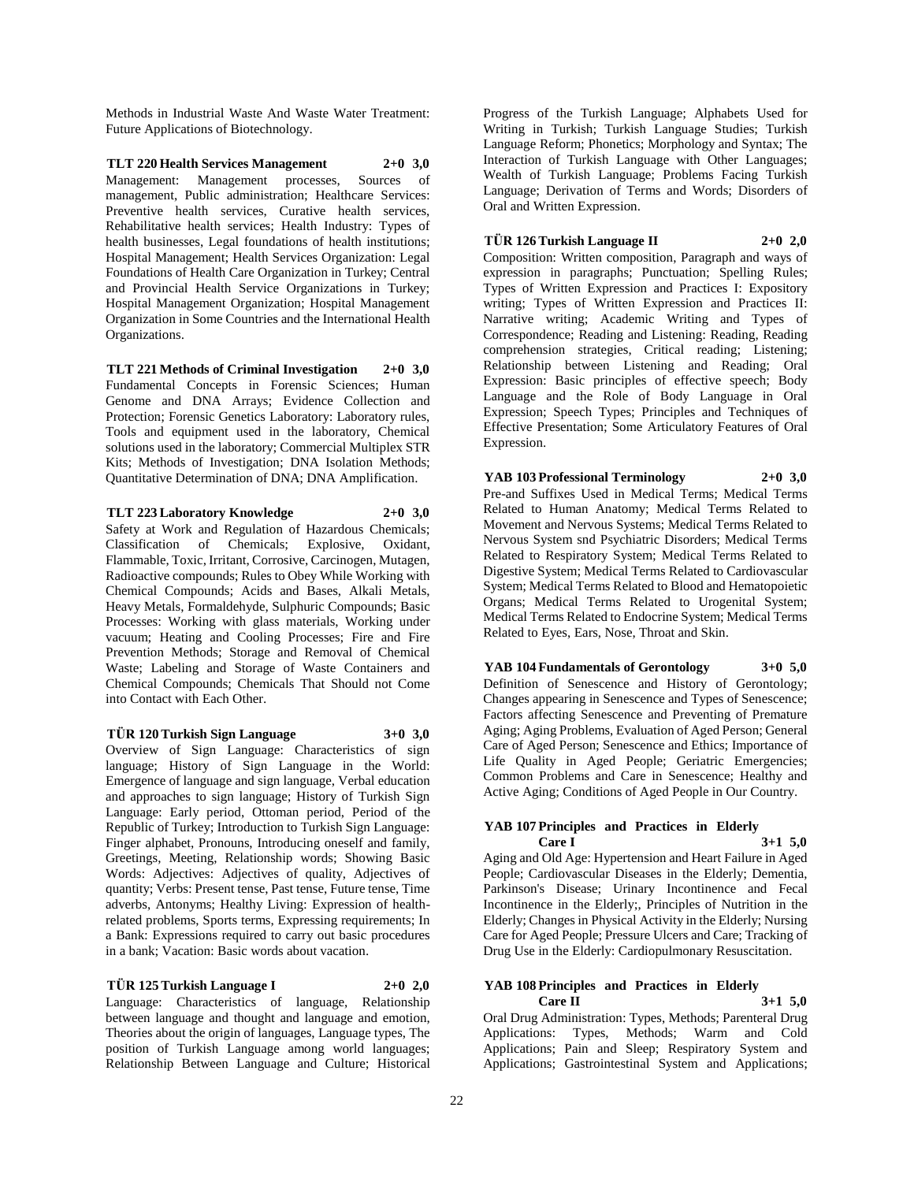Methods in Industrial Waste And Waste Water Treatment: Future Applications of Biotechnology.

**TLT 220 Health Services Management 2+0 3,0**
Management: Management processes, Sources of management, Public administration; Healthcare Services: Preventive health services, Curative health services, Rehabilitative health services; Health Industry: Types of health businesses, Legal foundations of health institutions; Hospital Management; Health Services Organization: Legal Foundations of Health Care Organization in Turkey; Central and Provincial Health Service Organizations in Turkey; Hospital Management Organization; Hospital Management Organization in Some Countries and the International Health Organizations.

**TLT 221 Methods of Criminal Investigation 2+0 3,0**
Fundamental Concepts in Forensic Sciences; Human Genome and DNA Arrays; Evidence Collection and Protection; Forensic Genetics Laboratory: Laboratory rules, Tools and equipment used in the laboratory, Chemical solutions used in the laboratory; Commercial Multiplex STR Kits; Methods of Investigation; DNA Isolation Methods; Quantitative Determination of DNA; DNA Amplification.

**TLT 223 Laboratory Knowledge 2+0 3,0**
Safety at Work and Regulation of Hazardous Chemicals; Classification of Chemicals; Explosive, Oxidant, Flammable, Toxic, Irritant, Corrosive, Carcinogen, Mutagen, Radioactive compounds; Rules to Obey While Working with Chemical Compounds; Acids and Bases, Alkali Metals, Heavy Metals, Formaldehyde, Sulphuric Compounds; Basic Processes: Working with glass materials, Working under vacuum; Heating and Cooling Processes; Fire and Fire Prevention Methods; Storage and Removal of Chemical Waste; Labeling and Storage of Waste Containers and Chemical Compounds; Chemicals That Should not Come into Contact with Each Other.

**TÜR 120 Turkish Sign Language 3+0 3,0**
Overview of Sign Language: Characteristics of sign language; History of Sign Language in the World: Emergence of language and sign language, Verbal education and approaches to sign language; History of Turkish Sign Language: Early period, Ottoman period, Period of the Republic of Turkey; Introduction to Turkish Sign Language: Finger alphabet, Pronouns, Introducing oneself and family, Greetings, Meeting, Relationship words; Showing Basic Words: Adjectives: Adjectives of quality, Adjectives of quantity; Verbs: Present tense, Past tense, Future tense, Time adverbs, Antonyms; Healthy Living: Expression of health-related problems, Sports terms, Expressing requirements; In a Bank: Expressions required to carry out basic procedures in a bank; Vacation: Basic words about vacation.

**TÜR 125 Turkish Language I 2+0 2,0**
Language: Characteristics of language, Relationship between language and thought and language and emotion, Theories about the origin of languages, Language types, The position of Turkish Language among world languages; Relationship Between Language and Culture; Historical Progress of the Turkish Language; Alphabets Used for Writing in Turkish; Turkish Language Studies; Turkish Language Reform; Phonetics; Morphology and Syntax; The Interaction of Turkish Language with Other Languages; Wealth of Turkish Language; Problems Facing Turkish Language; Derivation of Terms and Words; Disorders of Oral and Written Expression.

**TÜR 126 Turkish Language II 2+0 2,0**
Composition: Written composition, Paragraph and ways of expression in paragraphs; Punctuation; Spelling Rules; Types of Written Expression and Practices I: Expository writing; Types of Written Expression and Practices II: Narrative writing; Academic Writing and Types of Correspondence; Reading and Listening: Reading, Reading comprehension strategies, Critical reading; Listening; Relationship between Listening and Reading; Oral Expression: Basic principles of effective speech; Body Language and the Role of Body Language in Oral Expression; Speech Types; Principles and Techniques of Effective Presentation; Some Articulatory Features of Oral Expression.

**YAB 103 Professional Terminology 2+0 3,0**
Pre-and Suffixes Used in Medical Terms; Medical Terms Related to Human Anatomy; Medical Terms Related to Movement and Nervous Systems; Medical Terms Related to Nervous System snd Psychiatric Disorders; Medical Terms Related to Respiratory System; Medical Terms Related to Digestive System; Medical Terms Related to Cardiovascular System; Medical Terms Related to Blood and Hematopoietic Organs; Medical Terms Related to Urogenital System; Medical Terms Related to Endocrine System; Medical Terms Related to Eyes, Ears, Nose, Throat and Skin.

**YAB 104 Fundamentals of Gerontology 3+0 5,0**
Definition of Senescence and History of Gerontology; Changes appearing in Senescence and Types of Senescence; Factors affecting Senescence and Preventing of Premature Aging; Aging Problems, Evaluation of Aged Person; General Care of Aged Person; Senescence and Ethics; Importance of Life Quality in Aged People; Geriatric Emergencies; Common Problems and Care in Senescence; Healthy and Active Aging; Conditions of Aged People in Our Country.

**YAB 107 Principles and Practices in Elderly Care I 3+1 5,0**
Aging and Old Age: Hypertension and Heart Failure in Aged People; Cardiovascular Diseases in the Elderly; Dementia, Parkinson's Disease; Urinary Incontinence and Fecal Incontinence in the Elderly;, Principles of Nutrition in the Elderly; Changes in Physical Activity in the Elderly; Nursing Care for Aged People; Pressure Ulcers and Care; Tracking of Drug Use in the Elderly: Cardiopulmonary Resuscitation.

**YAB 108 Principles and Practices in Elderly Care II 3+1 5,0**
Oral Drug Administration: Types, Methods; Parenteral Drug Applications: Types, Methods; Warm and Cold Applications; Pain and Sleep; Respiratory System and Applications; Gastrointestinal System and Applications;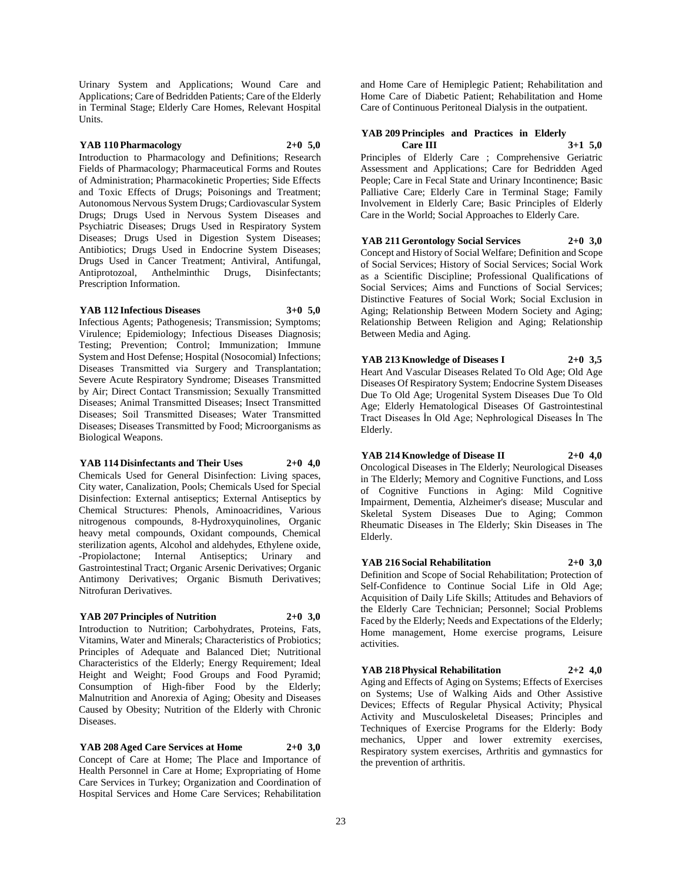Urinary System and Applications; Wound Care and Applications; Care of Bedridden Patients; Care of the Elderly in Terminal Stage; Elderly Care Homes, Relevant Hospital Units.

**YAB 110 Pharmacology 2+0 5,0**

Introduction to Pharmacology and Definitions; Research Fields of Pharmacology; Pharmaceutical Forms and Routes of Administration; Pharmacokinetic Properties; Side Effects and Toxic Effects of Drugs; Poisonings and Treatment; Autonomous Nervous System Drugs; Cardiovascular System Drugs; Drugs Used in Nervous System Diseases and Psychiatric Diseases; Drugs Used in Respiratory System Diseases; Drugs Used in Digestion System Diseases; Antibiotics; Drugs Used in Endocrine System Diseases; Drugs Used in Cancer Treatment; Antiviral, Antifungal, Antiprotozoal, Anthelminthic Drugs, Disinfectants; Prescription Information.

**YAB 112 Infectious Diseases 3+0 5,0**

Infectious Agents; Pathogenesis; Transmission; Symptoms; Virulence; Epidemiology; Infectious Diseases Diagnosis; Testing; Prevention; Control; Immunization; Immune System and Host Defense; Hospital (Nosocomial) Infections; Diseases Transmitted via Surgery and Transplantation; Severe Acute Respiratory Syndrome; Diseases Transmitted by Air; Direct Contact Transmission; Sexually Transmitted Diseases; Animal Transmitted Diseases; Insect Transmitted Diseases; Soil Transmitted Diseases; Water Transmitted Diseases; Diseases Transmitted by Food; Microorganisms as Biological Weapons.

**YAB 114 Disinfectants and Their Uses 2+0 4,0**

Chemicals Used for General Disinfection: Living spaces, City water, Canalization, Pools; Chemicals Used for Special Disinfection: External antiseptics; External Antiseptics by Chemical Structures: Phenols, Aminoacridines, Various nitrogenous compounds, 8-Hydroxyquinolines, Organic heavy metal compounds, Oxidant compounds, Chemical sterilization agents, Alcohol and aldehydes, Ethylene oxide, -Propiolactone; Internal Antiseptics; Urinary and Gastrointestinal Tract; Organic Arsenic Derivatives; Organic Antimony Derivatives; Organic Bismuth Derivatives; Nitrofuran Derivatives.

**YAB 207 Principles of Nutrition 2+0 3,0**

Introduction to Nutrition; Carbohydrates, Proteins, Fats, Vitamins, Water and Minerals; Characteristics of Probiotics; Principles of Adequate and Balanced Diet; Nutritional Characteristics of the Elderly; Energy Requirement; Ideal Height and Weight; Food Groups and Food Pyramid; Consumption of High-fiber Food by the Elderly; Malnutrition and Anorexia of Aging; Obesity and Diseases Caused by Obesity; Nutrition of the Elderly with Chronic Diseases.

**YAB 208 Aged Care Services at Home 2+0 3,0**

Concept of Care at Home; The Place and Importance of Health Personnel in Care at Home; Expropriating of Home Care Services in Turkey; Organization and Coordination of Hospital Services and Home Care Services; Rehabilitation and Home Care of Hemiplegic Patient; Rehabilitation and Home Care of Diabetic Patient; Rehabilitation and Home Care of Continuous Peritoneal Dialysis in the outpatient.

**YAB 209 Principles and Practices in Elderly Care III 3+1 5,0**

Principles of Elderly Care ; Comprehensive Geriatric Assessment and Applications; Care for Bedridden Aged People; Care in Fecal State and Urinary Incontinence; Basic Palliative Care; Elderly Care in Terminal Stage; Family Involvement in Elderly Care; Basic Principles of Elderly Care in the World; Social Approaches to Elderly Care.

**YAB 211 Gerontology Social Services 2+0 3,0**

Concept and History of Social Welfare; Definition and Scope of Social Services; History of Social Services; Social Work as a Scientific Discipline; Professional Qualifications of Social Services; Aims and Functions of Social Services; Distinctive Features of Social Work; Social Exclusion in Aging; Relationship Between Modern Society and Aging; Relationship Between Religion and Aging; Relationship Between Media and Aging.

**YAB 213 Knowledge of Diseases I 2+0 3,5**

Heart And Vascular Diseases Related To Old Age; Old Age Diseases Of Respiratory System; Endocrine System Diseases Due To Old Age; Urogenital System Diseases Due To Old Age; Elderly Hematological Diseases Of Gastrointestinal Tract Diseases İn Old Age; Nephrological Diseases İn The Elderly.

**YAB 214 Knowledge of Disease II 2+0 4,0**

Oncological Diseases in The Elderly; Neurological Diseases in The Elderly; Memory and Cognitive Functions, and Loss of Cognitive Functions in Aging: Mild Cognitive Impairment, Dementia, Alzheimer's disease; Muscular and Skeletal System Diseases Due to Aging; Common Rheumatic Diseases in The Elderly; Skin Diseases in The Elderly.

**YAB 216 Social Rehabilitation 2+0 3,0**

Definition and Scope of Social Rehabilitation; Protection of Self-Confidence to Continue Social Life in Old Age; Acquisition of Daily Life Skills; Attitudes and Behaviors of the Elderly Care Technician; Personnel; Social Problems Faced by the Elderly; Needs and Expectations of the Elderly; Home management, Home exercise programs, Leisure activities.

**YAB 218 Physical Rehabilitation 2+2 4,0**

Aging and Effects of Aging on Systems; Effects of Exercises on Systems; Use of Walking Aids and Other Assistive Devices; Effects of Regular Physical Activity; Physical Activity and Musculoskeletal Diseases; Principles and Techniques of Exercise Programs for the Elderly: Body mechanics, Upper and lower extremity exercises, Respiratory system exercises, Arthritis and gymnastics for the prevention of arthritis.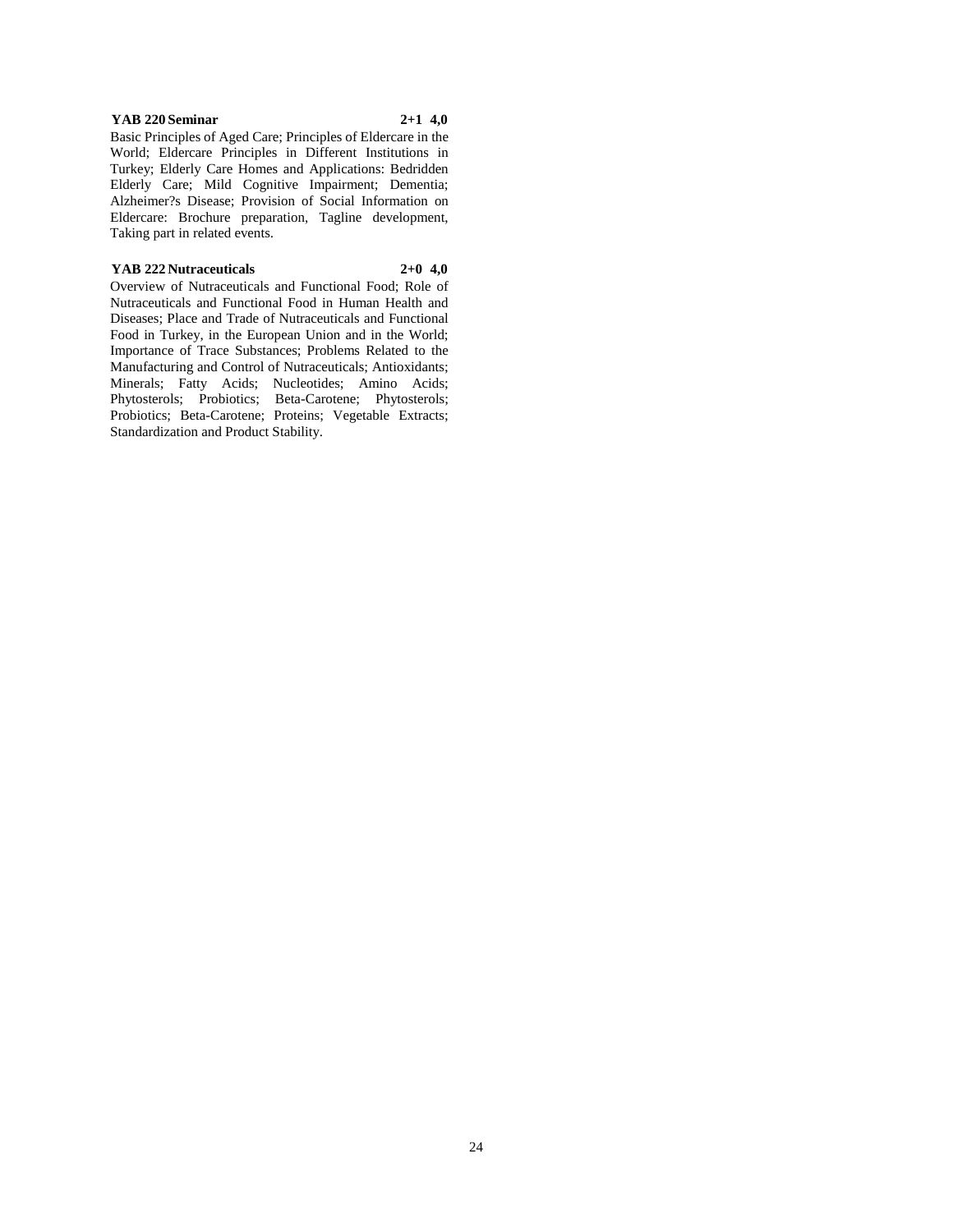**YAB 220 Seminar 2+1 4,0**

Basic Principles of Aged Care; Principles of Eldercare in the World; Eldercare Principles in Different Institutions in Turkey; Elderly Care Homes and Applications: Bedridden Elderly Care; Mild Cognitive Impairment; Dementia; Alzheimer?s Disease; Provision of Social Information on Eldercare: Brochure preparation, Tagline development, Taking part in related events.

**YAB 222 Nutraceuticals 2+0 4,0**

Overview of Nutraceuticals and Functional Food; Role of Nutraceuticals and Functional Food in Human Health and Diseases; Place and Trade of Nutraceuticals and Functional Food in Turkey, in the European Union and in the World; Importance of Trace Substances; Problems Related to the Manufacturing and Control of Nutraceuticals; Antioxidants; Minerals; Fatty Acids; Nucleotides; Amino Acids; Phytosterols; Probiotics; Beta-Carotene; Phytosterols; Probiotics; Beta-Carotene; Proteins; Vegetable Extracts; Standardization and Product Stability.